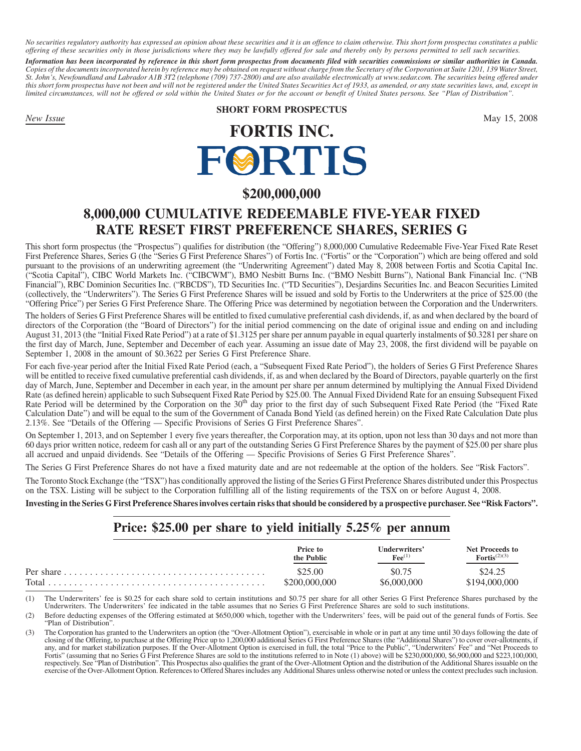*No securities regulatory authority has expressed an opinion about these securities and it is an offence to claim otherwise. This short form prospectus constitutes a public offering of these securities only in those jurisdictions where they may be lawfully offered for sale and thereby only by persons permitted to sell such securities.*

***Information has been incorporated by reference in this short form prospectus from documents filed with securities commissions or similar authorities in Canada.*** *Copies of the documents incorporated herein by reference may be obtained on request without charge from the Secretary of the Corporation at Suite 1201, 139 Water Street, St. John's, Newfoundland and Labrador A1B 3T2 (telephone (709) 737-2800) and are also available electronically at www.sedar.com. The securities being offered under this short form prospectus have not been and will not be registered under the United States Securities Act of 1933, as amended, or any state securities laws, and, except in limited circumstances, will not be offered or sold within the United States or for the account or benefit of United States persons. See "Plan of Distribution".*

*New Issue*

**SHORT FORM PROSPECTUS**

May 15, 2008

# FORTIS INC.

FORTIS

## $200,000,000

## 8,000,000 CUMULATIVE REDEEMABLE FIVE-YEAR FIXED RATE RESET FIRST PREFERENCE SHARES, SERIES G

This short form prospectus (the "Prospectus") qualifies for distribution (the "Offering") 8,000,000 Cumulative Redeemable Five-Year Fixed Rate Reset First Preference Shares, Series G (the "Series G First Preference Shares") of Fortis Inc. ("Fortis" or the "Corporation") which are being offered and sold pursuant to the provisions of an underwriting agreement (the "Underwriting Agreement") dated May 8, 2008 between Fortis and Scotia Capital Inc. ("Scotia Capital"), CIBC World Markets Inc. ("CIBCWM"), BMO Nesbitt Burns Inc. ("BMO Nesbitt Burns"), National Bank Financial Inc. ("NB Financial"), RBC Dominion Securities Inc. ("RBCDS"), TD Securities Inc. ("TD Securities"), Desjardins Securities Inc. and Beacon Securities Limited (collectively, the "Underwriters"). The Series G First Preference Shares will be issued and sold by Fortis to the Underwriters at the price of $25.00 (the "Offering Price") per Series G First Preference Share. The Offering Price was determined by negotiation between the Corporation and the Underwriters.

The holders of Series G First Preference Shares will be entitled to fixed cumulative preferential cash dividends, if, as and when declared by the board of directors of the Corporation (the "Board of Directors") for the initial period commencing on the date of original issue and ending on and including August 31, 2013 (the "Initial Fixed Rate Period") at a rate of $1.3125 per share per annum payable in equal quarterly instalments of $0.3281 per share on the first day of March, June, September and December of each year. Assuming an issue date of May 23, 2008, the first dividend will be payable on September 1, 2008 in the amount of $0.3622 per Series G First Preference Share.

For each five-year period after the Initial Fixed Rate Period (each, a "Subsequent Fixed Rate Period"), the holders of Series G First Preference Shares will be entitled to receive fixed cumulative preferential cash dividends, if, as and when declared by the Board of Directors, payable quarterly on the first day of March, June, September and December in each year, in the amount per share per annum determined by multiplying the Annual Fixed Dividend Rate (as defined herein) applicable to such Subsequent Fixed Rate Period by $25.00. The Annual Fixed Dividend Rate for an ensuing Subsequent Fixed Rate Period will be determined by the Corporation on the 30th day prior to the first day of such Subsequent Fixed Rate Period (the "Fixed Rate Calculation Date") and will be equal to the sum of the Government of Canada Bond Yield (as defined herein) on the Fixed Rate Calculation Date plus 2.13%. See "Details of the Offering — Specific Provisions of Series G First Preference Shares".

On September 1, 2013, and on September 1 every five years thereafter, the Corporation may, at its option, upon not less than 30 days and not more than 60 days prior written notice, redeem for cash all or any part of the outstanding Series G First Preference Shares by the payment of $25.00 per share plus all accrued and unpaid dividends. See "Details of the Offering — Specific Provisions of Series G First Preference Shares".

The Series G First Preference Shares do not have a fixed maturity date and are not redeemable at the option of the holders. See "Risk Factors".

The Toronto Stock Exchange (the "TSX") has conditionally approved the listing of the Series G First Preference Shares distributed under this Prospectus on the TSX. Listing will be subject to the Corporation fulfilling all of the listing requirements of the TSX on or before August 4, 2008.

**Investing in the Series G First Preference Shares involves certain risks that should be considered by a prospective purchaser. See "Risk Factors".**

## Price: $25.00 per share to yield initially 5.25% per annum

| | Price to the Public | Underwriters' Fee[(1)] | Net Proceeds to Fortis[(2)(3)] |
|---|---|---|---|
| Per share | $25.00 | $0.75 | $24.25 |
| Total | $200,000,000 | $6,000,000 | $194,000,000 |

(1) The Underwriters' fee is $0.25 for each share sold to certain institutions and $0.75 per share for all other Series G First Preference Shares purchased by the Underwriters. The Underwriters' fee indicated in the table assumes that no Series G First Preference Shares are sold to such institutions.

(2) Before deducting expenses of the Offering estimated at $650,000 which, together with the Underwriters' fees, will be paid out of the general funds of Fortis. See "Plan of Distribution".

(3) The Corporation has granted to the Underwriters an option (the "Over-Allotment Option"), exercisable in whole or in part at any time until 30 days following the date of closing of the Offering, to purchase at the Offering Price up to 1,200,000 additional Series G First Preference Shares (the "Additional Shares") to cover over-allotments, if any, and for market stabilization purposes. If the Over-Allotment Option is exercised in full, the total "Price to the Public", "Underwriters' Fee" and "Net Proceeds to Fortis" (assuming that no Series G First Preference Shares are sold to the institutions referred to in Note (1) above) will be $230,000,000, $6,900,000 and $223,100,000, respectively. See "Plan of Distribution". This Prospectus also qualifies the grant of the Over-Allotment Option and the distribution of the Additional Shares issuable on the exercise of the Over-Allotment Option. References to Offered Shares includes any Additional Shares unless otherwise noted or unless the context precludes such inclusion.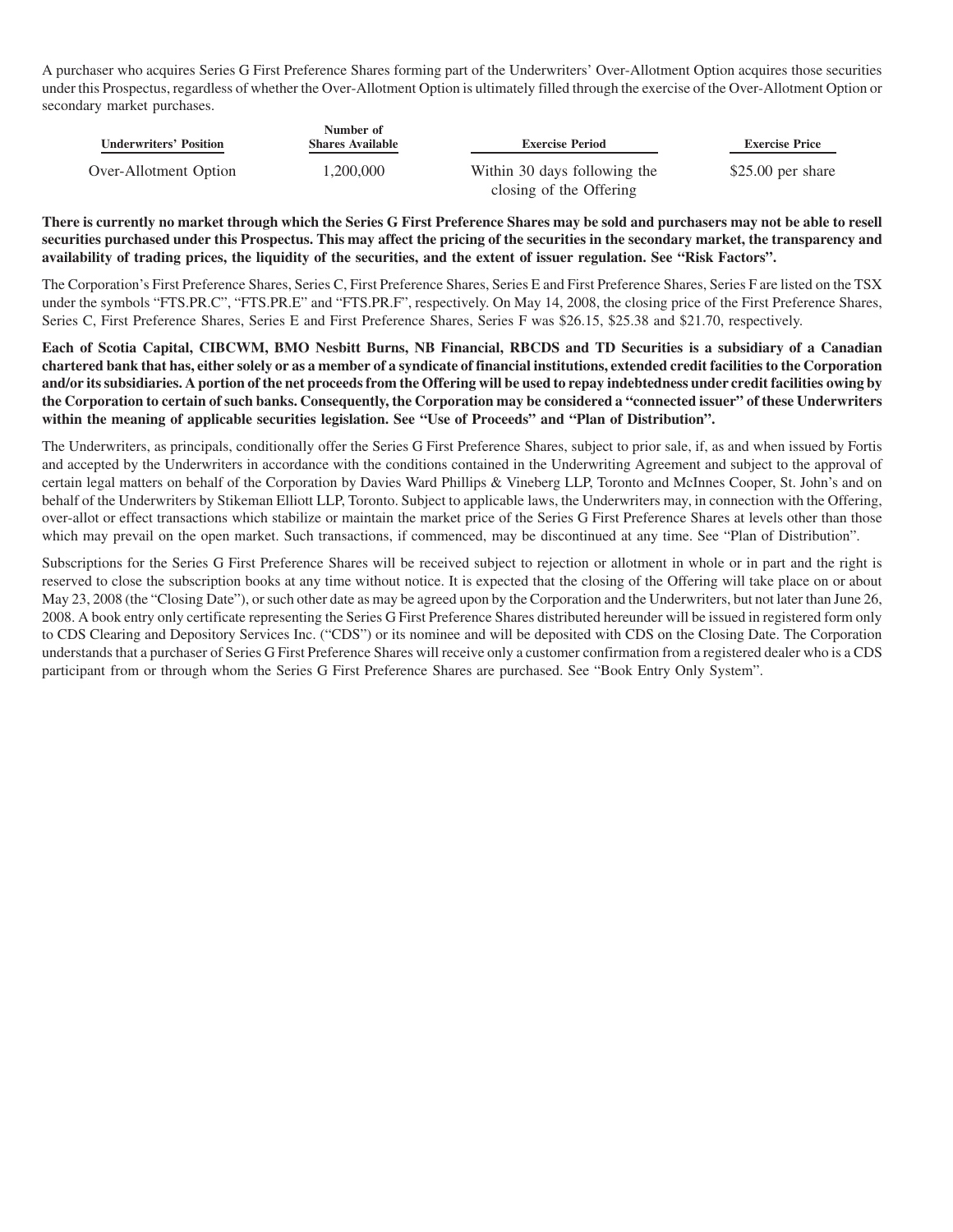A purchaser who acquires Series G First Preference Shares forming part of the Underwriters' Over-Allotment Option acquires those securities under this Prospectus, regardless of whether the Over-Allotment Option is ultimately filled through the exercise of the Over-Allotment Option or secondary market purchases.

| Underwriters' Position | Number of Shares Available | Exercise Period | Exercise Price |
|---|---|---|---|
| Over-Allotment Option | 1,200,000 | Within 30 days following the closing of the Offering | $25.00 per share |

**There is currently no market through which the Series G First Preference Shares may be sold and purchasers may not be able to resell securities purchased under this Prospectus. This may affect the pricing of the securities in the secondary market, the transparency and availability of trading prices, the liquidity of the securities, and the extent of issuer regulation. See "Risk Factors".**

The Corporation's First Preference Shares, Series C, First Preference Shares, Series E and First Preference Shares, Series F are listed on the TSX under the symbols "FTS.PR.C", "FTS.PR.E" and "FTS.PR.F", respectively. On May 14, 2008, the closing price of the First Preference Shares, Series C, First Preference Shares, Series E and First Preference Shares, Series F was $26.15, $25.38 and $21.70, respectively.

**Each of Scotia Capital, CIBCWM, BMO Nesbitt Burns, NB Financial, RBCDS and TD Securities is a subsidiary of a Canadian chartered bank that has, either solely or as a member of a syndicate of financial institutions, extended credit facilities to the Corporation and/or its subsidiaries. A portion of the net proceeds from the Offering will be used to repay indebtedness under credit facilities owing by the Corporation to certain of such banks. Consequently, the Corporation may be considered a "connected issuer" of these Underwriters within the meaning of applicable securities legislation. See "Use of Proceeds" and "Plan of Distribution".**

The Underwriters, as principals, conditionally offer the Series G First Preference Shares, subject to prior sale, if, as and when issued by Fortis and accepted by the Underwriters in accordance with the conditions contained in the Underwriting Agreement and subject to the approval of certain legal matters on behalf of the Corporation by Davies Ward Phillips & Vineberg LLP, Toronto and McInnes Cooper, St. John's and on behalf of the Underwriters by Stikeman Elliott LLP, Toronto. Subject to applicable laws, the Underwriters may, in connection with the Offering, over-allot or effect transactions which stabilize or maintain the market price of the Series G First Preference Shares at levels other than those which may prevail on the open market. Such transactions, if commenced, may be discontinued at any time. See "Plan of Distribution".

Subscriptions for the Series G First Preference Shares will be received subject to rejection or allotment in whole or in part and the right is reserved to close the subscription books at any time without notice. It is expected that the closing of the Offering will take place on or about May 23, 2008 (the "Closing Date"), or such other date as may be agreed upon by the Corporation and the Underwriters, but not later than June 26, 2008. A book entry only certificate representing the Series G First Preference Shares distributed hereunder will be issued in registered form only to CDS Clearing and Depository Services Inc. ("CDS") or its nominee and will be deposited with CDS on the Closing Date. The Corporation understands that a purchaser of Series G First Preference Shares will receive only a customer confirmation from a registered dealer who is a CDS participant from or through whom the Series G First Preference Shares are purchased. See "Book Entry Only System".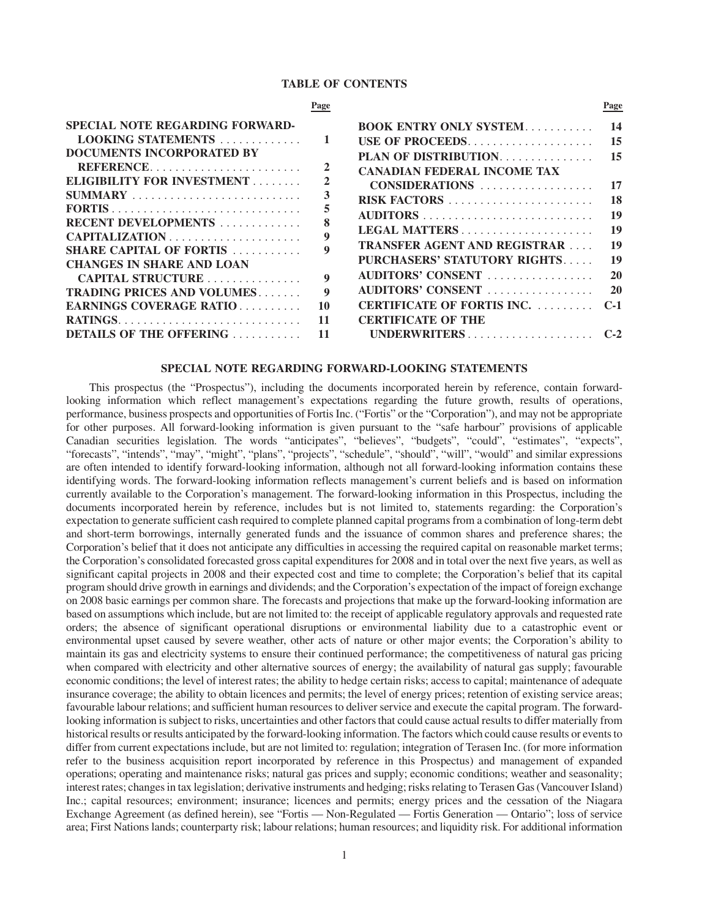## TABLE OF CONTENTS

| | Page | | Page |
|---|---|---|---|
| **SPECIAL NOTE REGARDING FORWARD-LOOKING STATEMENTS** | **1** | **BOOK ENTRY ONLY SYSTEM** | **14** |
| **DOCUMENTS INCORPORATED BY REFERENCE** | **2** | **USE OF PROCEEDS** | **15** |
| **ELIGIBILITY FOR INVESTMENT** | **2** | **PLAN OF DISTRIBUTION** | **15** |
| **SUMMARY** | **3** | **CANADIAN FEDERAL INCOME TAX CONSIDERATIONS** | **17** |
| **FORTIS** | **5** | **RISK FACTORS** | **18** |
| **RECENT DEVELOPMENTS** | **8** | **AUDITORS** | **19** |
| **CAPITALIZATION** | **9** | **LEGAL MATTERS** | **19** |
| **SHARE CAPITAL OF FORTIS** | **9** | **TRANSFER AGENT AND REGISTRAR** | **19** |
| **CHANGES IN SHARE AND LOAN CAPITAL STRUCTURE** | **9** | **PURCHASERS' STATUTORY RIGHTS** | **19** |
| **TRADING PRICES AND VOLUMES** | **9** | **AUDITORS' CONSENT** | **20** |
| **EARNINGS COVERAGE RATIO** | **10** | **AUDITORS' CONSENT** | **20** |
| **RATINGS** | **11** | **CERTIFICATE OF FORTIS INC.** | **C-1** |
| **DETAILS OF THE OFFERING** | **11** | **CERTIFICATE OF THE UNDERWRITERS** | **C-2** |

## SPECIAL NOTE REGARDING FORWARD-LOOKING STATEMENTS

This prospectus (the "Prospectus"), including the documents incorporated herein by reference, contain forward-looking information which reflect management's expectations regarding the future growth, results of operations, performance, business prospects and opportunities of Fortis Inc. ("Fortis" or the "Corporation"), and may not be appropriate for other purposes. All forward-looking information is given pursuant to the "safe harbour" provisions of applicable Canadian securities legislation. The words "anticipates", "believes", "budgets", "could", "estimates", "expects", "forecasts", "intends", "may", "might", "plans", "projects", "schedule", "should", "will", "would" and similar expressions are often intended to identify forward-looking information, although not all forward-looking information contains these identifying words. The forward-looking information reflects management's current beliefs and is based on information currently available to the Corporation's management. The forward-looking information in this Prospectus, including the documents incorporated herein by reference, includes but is not limited to, statements regarding: the Corporation's expectation to generate sufficient cash required to complete planned capital programs from a combination of long-term debt and short-term borrowings, internally generated funds and the issuance of common shares and preference shares; the Corporation's belief that it does not anticipate any difficulties in accessing the required capital on reasonable market terms; the Corporation's consolidated forecasted gross capital expenditures for 2008 and in total over the next five years, as well as significant capital projects in 2008 and their expected cost and time to complete; the Corporation's belief that its capital program should drive growth in earnings and dividends; and the Corporation's expectation of the impact of foreign exchange on 2008 basic earnings per common share. The forecasts and projections that make up the forward-looking information are based on assumptions which include, but are not limited to: the receipt of applicable regulatory approvals and requested rate orders; the absence of significant operational disruptions or environmental liability due to a catastrophic event or environmental upset caused by severe weather, other acts of nature or other major events; the Corporation's ability to maintain its gas and electricity systems to ensure their continued performance; the competitiveness of natural gas pricing when compared with electricity and other alternative sources of energy; the availability of natural gas supply; favourable economic conditions; the level of interest rates; the ability to hedge certain risks; access to capital; maintenance of adequate insurance coverage; the ability to obtain licences and permits; the level of energy prices; retention of existing service areas; favourable labour relations; and sufficient human resources to deliver service and execute the capital program. The forward-looking information is subject to risks, uncertainties and other factors that could cause actual results to differ materially from historical results or results anticipated by the forward-looking information. The factors which could cause results or events to differ from current expectations include, but are not limited to: regulation; integration of Terasen Inc. (for more information refer to the business acquisition report incorporated by reference in this Prospectus) and management of expanded operations; operating and maintenance risks; natural gas prices and supply; economic conditions; weather and seasonality; interest rates; changes in tax legislation; derivative instruments and hedging; risks relating to Terasen Gas (Vancouver Island) Inc.; capital resources; environment; insurance; licences and permits; energy prices and the cessation of the Niagara Exchange Agreement (as defined herein), see "Fortis — Non-Regulated — Fortis Generation — Ontario"; loss of service area; First Nations lands; counterparty risk; labour relations; human resources; and liquidity risk. For additional information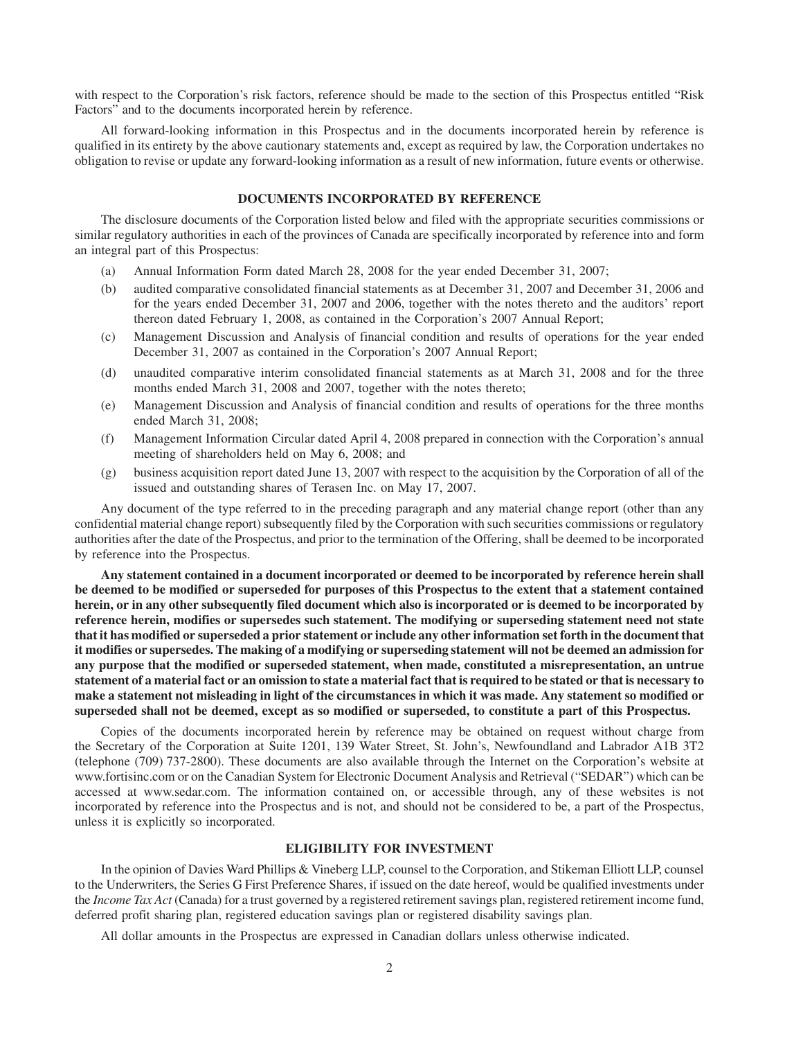with respect to the Corporation's risk factors, reference should be made to the section of this Prospectus entitled "Risk Factors" and to the documents incorporated herein by reference.

All forward-looking information in this Prospectus and in the documents incorporated herein by reference is qualified in its entirety by the above cautionary statements and, except as required by law, the Corporation undertakes no obligation to revise or update any forward-looking information as a result of new information, future events or otherwise.

## DOCUMENTS INCORPORATED BY REFERENCE

The disclosure documents of the Corporation listed below and filed with the appropriate securities commissions or similar regulatory authorities in each of the provinces of Canada are specifically incorporated by reference into and form an integral part of this Prospectus:

(a) Annual Information Form dated March 28, 2008 for the year ended December 31, 2007;

(b) audited comparative consolidated financial statements as at December 31, 2007 and December 31, 2006 and for the years ended December 31, 2007 and 2006, together with the notes thereto and the auditors' report thereon dated February 1, 2008, as contained in the Corporation's 2007 Annual Report;

(c) Management Discussion and Analysis of financial condition and results of operations for the year ended December 31, 2007 as contained in the Corporation's 2007 Annual Report;

(d) unaudited comparative interim consolidated financial statements as at March 31, 2008 and for the three months ended March 31, 2008 and 2007, together with the notes thereto;

(e) Management Discussion and Analysis of financial condition and results of operations for the three months ended March 31, 2008;

(f) Management Information Circular dated April 4, 2008 prepared in connection with the Corporation's annual meeting of shareholders held on May 6, 2008; and

(g) business acquisition report dated June 13, 2007 with respect to the acquisition by the Corporation of all of the issued and outstanding shares of Terasen Inc. on May 17, 2007.

Any document of the type referred to in the preceding paragraph and any material change report (other than any confidential material change report) subsequently filed by the Corporation with such securities commissions or regulatory authorities after the date of the Prospectus, and prior to the termination of the Offering, shall be deemed to be incorporated by reference into the Prospectus.

**Any statement contained in a document incorporated or deemed to be incorporated by reference herein shall be deemed to be modified or superseded for purposes of this Prospectus to the extent that a statement contained herein, or in any other subsequently filed document which also is incorporated or is deemed to be incorporated by reference herein, modifies or supersedes such statement. The modifying or superseding statement need not state that it has modified or superseded a prior statement or include any other information set forth in the document that it modifies or supersedes. The making of a modifying or superseding statement will not be deemed an admission for any purpose that the modified or superseded statement, when made, constituted a misrepresentation, an untrue statement of a material fact or an omission to state a material fact that is required to be stated or that is necessary to make a statement not misleading in light of the circumstances in which it was made. Any statement so modified or superseded shall not be deemed, except as so modified or superseded, to constitute a part of this Prospectus.**

Copies of the documents incorporated herein by reference may be obtained on request without charge from the Secretary of the Corporation at Suite 1201, 139 Water Street, St. John's, Newfoundland and Labrador A1B 3T2 (telephone (709) 737-2800). These documents are also available through the Internet on the Corporation's website at www.fortisinc.com or on the Canadian System for Electronic Document Analysis and Retrieval ("SEDAR") which can be accessed at www.sedar.com. The information contained on, or accessible through, any of these websites is not incorporated by reference into the Prospectus and is not, and should not be considered to be, a part of the Prospectus, unless it is explicitly so incorporated.

## ELIGIBILITY FOR INVESTMENT

In the opinion of Davies Ward Phillips & Vineberg LLP, counsel to the Corporation, and Stikeman Elliott LLP, counsel to the Underwriters, the Series G First Preference Shares, if issued on the date hereof, would be qualified investments under the *Income Tax Act* (Canada) for a trust governed by a registered retirement savings plan, registered retirement income fund, deferred profit sharing plan, registered education savings plan or registered disability savings plan.

All dollar amounts in the Prospectus are expressed in Canadian dollars unless otherwise indicated.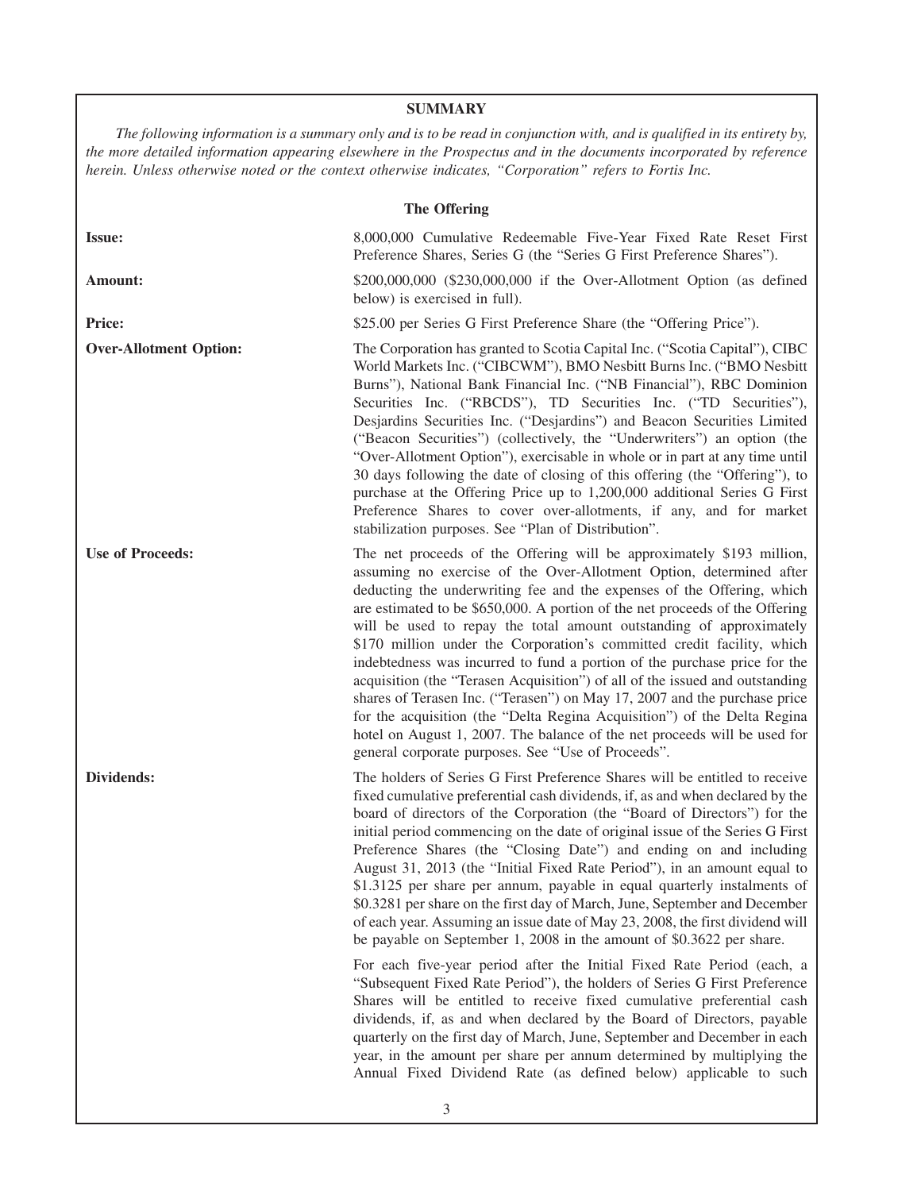## SUMMARY

*The following information is a summary only and is to be read in conjunction with, and is qualified in its entirety by, the more detailed information appearing elsewhere in the Prospectus and in the documents incorporated by reference herein. Unless otherwise noted or the context otherwise indicates, "Corporation" refers to Fortis Inc.*

### The Offering

**Issue:** 8,000,000 Cumulative Redeemable Five-Year Fixed Rate Reset First Preference Shares, Series G (the "Series G First Preference Shares").

**Amount:** \$200,000,000 (\$230,000,000 if the Over-Allotment Option (as defined below) is exercised in full).

**Price:** \$25.00 per Series G First Preference Share (the "Offering Price").

**Over-Allotment Option:** The Corporation has granted to Scotia Capital Inc. ("Scotia Capital"), CIBC World Markets Inc. ("CIBCWM"), BMO Nesbitt Burns Inc. ("BMO Nesbitt Burns"), National Bank Financial Inc. ("NB Financial"), RBC Dominion Securities Inc. ("RBCDS"), TD Securities Inc. ("TD Securities"), Desjardins Securities Inc. ("Desjardins") and Beacon Securities Limited ("Beacon Securities") (collectively, the "Underwriters") an option (the "Over-Allotment Option"), exercisable in whole or in part at any time until 30 days following the date of closing of this offering (the "Offering"), to purchase at the Offering Price up to 1,200,000 additional Series G First Preference Shares to cover over-allotments, if any, and for market stabilization purposes. See "Plan of Distribution".

**Use of Proceeds:** The net proceeds of the Offering will be approximately \$193 million, assuming no exercise of the Over-Allotment Option, determined after deducting the underwriting fee and the expenses of the Offering, which are estimated to be \$650,000. A portion of the net proceeds of the Offering will be used to repay the total amount outstanding of approximately \$170 million under the Corporation's committed credit facility, which indebtedness was incurred to fund a portion of the purchase price for the acquisition (the "Terasen Acquisition") of all of the issued and outstanding shares of Terasen Inc. ("Terasen") on May 17, 2007 and the purchase price for the acquisition (the "Delta Regina Acquisition") of the Delta Regina hotel on August 1, 2007. The balance of the net proceeds will be used for general corporate purposes. See "Use of Proceeds".

**Dividends:** The holders of Series G First Preference Shares will be entitled to receive fixed cumulative preferential cash dividends, if, as and when declared by the board of directors of the Corporation (the "Board of Directors") for the initial period commencing on the date of original issue of the Series G First Preference Shares (the "Closing Date") and ending on and including August 31, 2013 (the "Initial Fixed Rate Period"), in an amount equal to \$1.3125 per share per annum, payable in equal quarterly instalments of \$0.3281 per share on the first day of March, June, September and December of each year. Assuming an issue date of May 23, 2008, the first dividend will be payable on September 1, 2008 in the amount of \$0.3622 per share.

For each five-year period after the Initial Fixed Rate Period (each, a "Subsequent Fixed Rate Period"), the holders of Series G First Preference Shares will be entitled to receive fixed cumulative preferential cash dividends, if, as and when declared by the Board of Directors, payable quarterly on the first day of March, June, September and December in each year, in the amount per share per annum determined by multiplying the Annual Fixed Dividend Rate (as defined below) applicable to such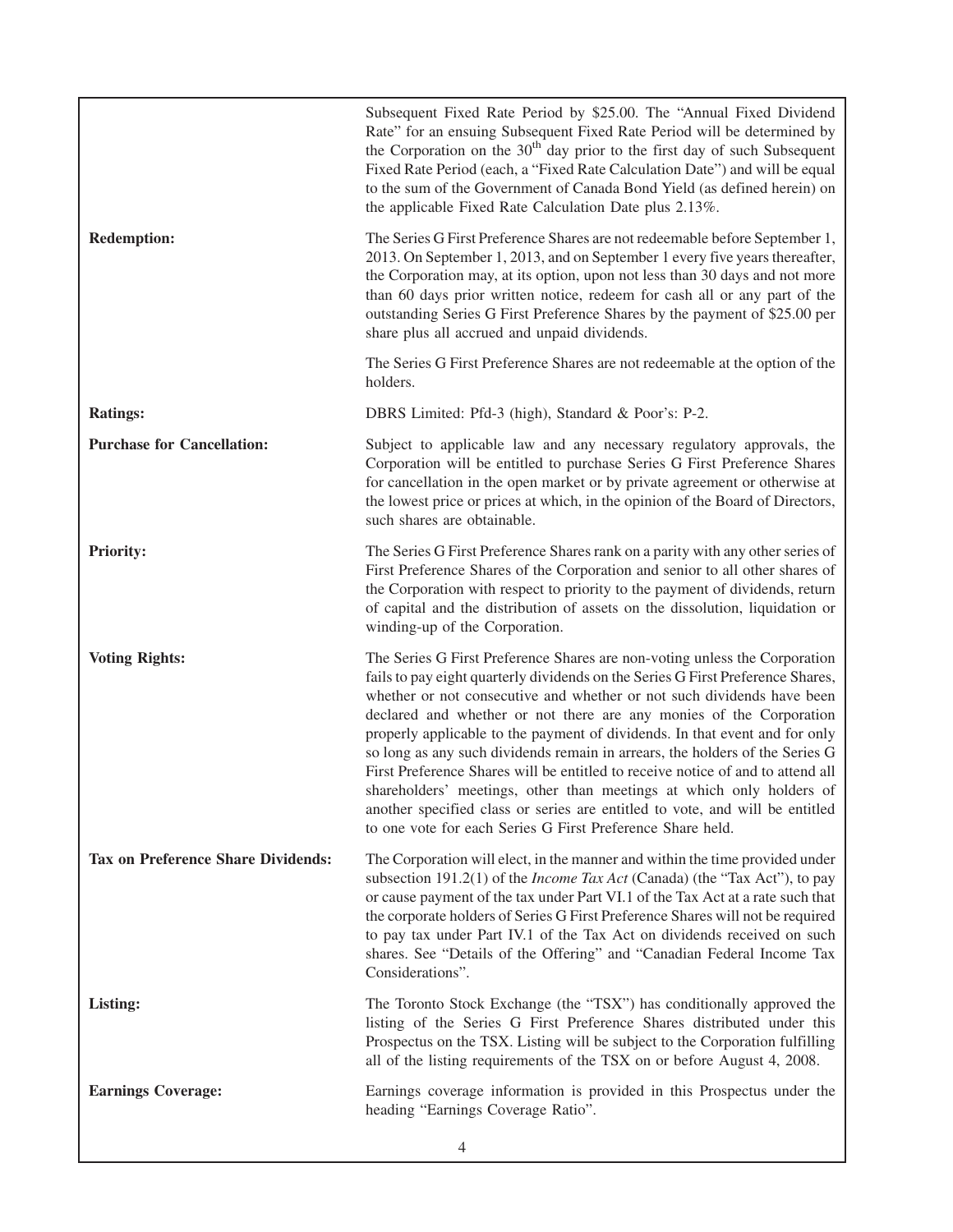| | |
|---|---|
| | Subsequent Fixed Rate Period by \$25.00. The "Annual Fixed Dividend Rate" for an ensuing Subsequent Fixed Rate Period will be determined by the Corporation on the 30th day prior to the first day of such Subsequent Fixed Rate Period (each, a "Fixed Rate Calculation Date") and will be equal to the sum of the Government of Canada Bond Yield (as defined herein) on the applicable Fixed Rate Calculation Date plus 2.13%. |
| **Redemption:** | The Series G First Preference Shares are not redeemable before September 1, 2013. On September 1, 2013, and on September 1 every five years thereafter, the Corporation may, at its option, upon not less than 30 days and not more than 60 days prior written notice, redeem for cash all or any part of the outstanding Series G First Preference Shares by the payment of \$25.00 per share plus all accrued and unpaid dividends.<br><br>The Series G First Preference Shares are not redeemable at the option of the holders. |
| **Ratings:** | DBRS Limited: Pfd-3 (high), Standard & Poor's: P-2. |
| **Purchase for Cancellation:** | Subject to applicable law and any necessary regulatory approvals, the Corporation will be entitled to purchase Series G First Preference Shares for cancellation in the open market or by private agreement or otherwise at the lowest price or prices at which, in the opinion of the Board of Directors, such shares are obtainable. |
| **Priority:** | The Series G First Preference Shares rank on a parity with any other series of First Preference Shares of the Corporation and senior to all other shares of the Corporation with respect to priority to the payment of dividends, return of capital and the distribution of assets on the dissolution, liquidation or winding-up of the Corporation. |
| **Voting Rights:** | The Series G First Preference Shares are non-voting unless the Corporation fails to pay eight quarterly dividends on the Series G First Preference Shares, whether or not consecutive and whether or not such dividends have been declared and whether or not there are any monies of the Corporation properly applicable to the payment of dividends. In that event and for only so long as any such dividends remain in arrears, the holders of the Series G First Preference Shares will be entitled to receive notice of and to attend all shareholders' meetings, other than meetings at which only holders of another specified class or series are entitled to vote, and will be entitled to one vote for each Series G First Preference Share held. |
| **Tax on Preference Share Dividends:** | The Corporation will elect, in the manner and within the time provided under subsection 191.2(1) of the *Income Tax Act* (Canada) (the "Tax Act"), to pay or cause payment of the tax under Part VI.1 of the Tax Act at a rate such that the corporate holders of Series G First Preference Shares will not be required to pay tax under Part IV.1 of the Tax Act on dividends received on such shares. See "Details of the Offering" and "Canadian Federal Income Tax Considerations". |
| **Listing:** | The Toronto Stock Exchange (the "TSX") has conditionally approved the listing of the Series G First Preference Shares distributed under this Prospectus on the TSX. Listing will be subject to the Corporation fulfilling all of the listing requirements of the TSX on or before August 4, 2008. |
| **Earnings Coverage:** | Earnings coverage information is provided in this Prospectus under the heading "Earnings Coverage Ratio". |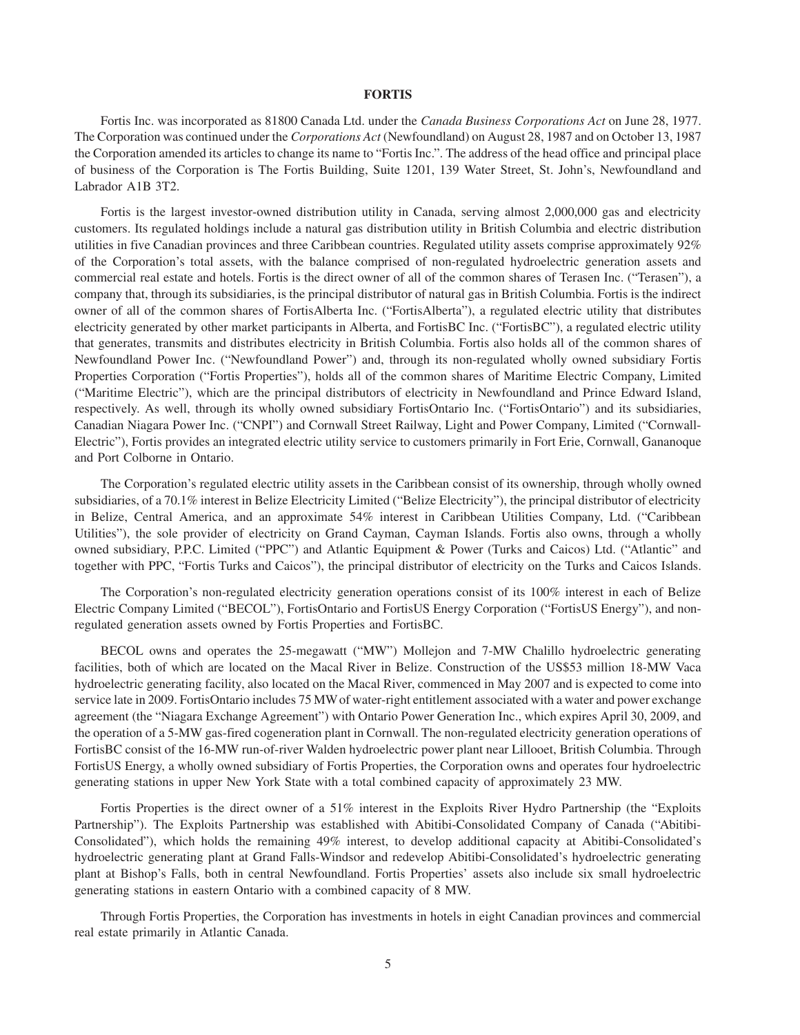## FORTIS

Fortis Inc. was incorporated as 81800 Canada Ltd. under the *Canada Business Corporations Act* on June 28, 1977. The Corporation was continued under the *Corporations Act* (Newfoundland) on August 28, 1987 and on October 13, 1987 the Corporation amended its articles to change its name to "Fortis Inc.". The address of the head office and principal place of business of the Corporation is The Fortis Building, Suite 1201, 139 Water Street, St. John's, Newfoundland and Labrador A1B 3T2.

Fortis is the largest investor-owned distribution utility in Canada, serving almost 2,000,000 gas and electricity customers. Its regulated holdings include a natural gas distribution utility in British Columbia and electric distribution utilities in five Canadian provinces and three Caribbean countries. Regulated utility assets comprise approximately 92% of the Corporation's total assets, with the balance comprised of non-regulated hydroelectric generation assets and commercial real estate and hotels. Fortis is the direct owner of all of the common shares of Terasen Inc. ("Terasen"), a company that, through its subsidiaries, is the principal distributor of natural gas in British Columbia. Fortis is the indirect owner of all of the common shares of FortisAlberta Inc. ("FortisAlberta"), a regulated electric utility that distributes electricity generated by other market participants in Alberta, and FortisBC Inc. ("FortisBC"), a regulated electric utility that generates, transmits and distributes electricity in British Columbia. Fortis also holds all of the common shares of Newfoundland Power Inc. ("Newfoundland Power") and, through its non-regulated wholly owned subsidiary Fortis Properties Corporation ("Fortis Properties"), holds all of the common shares of Maritime Electric Company, Limited ("Maritime Electric"), which are the principal distributors of electricity in Newfoundland and Prince Edward Island, respectively. As well, through its wholly owned subsidiary FortisOntario Inc. ("FortisOntario") and its subsidiaries, Canadian Niagara Power Inc. ("CNPI") and Cornwall Street Railway, Light and Power Company, Limited ("Cornwall-Electric"), Fortis provides an integrated electric utility service to customers primarily in Fort Erie, Cornwall, Gananoque and Port Colborne in Ontario.

The Corporation's regulated electric utility assets in the Caribbean consist of its ownership, through wholly owned subsidiaries, of a 70.1% interest in Belize Electricity Limited ("Belize Electricity"), the principal distributor of electricity in Belize, Central America, and an approximate 54% interest in Caribbean Utilities Company, Ltd. ("Caribbean Utilities"), the sole provider of electricity on Grand Cayman, Cayman Islands. Fortis also owns, through a wholly owned subsidiary, P.P.C. Limited ("PPC") and Atlantic Equipment & Power (Turks and Caicos) Ltd. ("Atlantic" and together with PPC, "Fortis Turks and Caicos"), the principal distributor of electricity on the Turks and Caicos Islands.

The Corporation's non-regulated electricity generation operations consist of its 100% interest in each of Belize Electric Company Limited ("BECOL"), FortisOntario and FortisUS Energy Corporation ("FortisUS Energy"), and non-regulated generation assets owned by Fortis Properties and FortisBC.

BECOL owns and operates the 25-megawatt ("MW") Mollejon and 7-MW Chalillo hydroelectric generating facilities, both of which are located on the Macal River in Belize. Construction of the US$53 million 18-MW Vaca hydroelectric generating facility, also located on the Macal River, commenced in May 2007 and is expected to come into service late in 2009. FortisOntario includes 75 MW of water-right entitlement associated with a water and power exchange agreement (the "Niagara Exchange Agreement") with Ontario Power Generation Inc., which expires April 30, 2009, and the operation of a 5-MW gas-fired cogeneration plant in Cornwall. The non-regulated electricity generation operations of FortisBC consist of the 16-MW run-of-river Walden hydroelectric power plant near Lillooet, British Columbia. Through FortisUS Energy, a wholly owned subsidiary of Fortis Properties, the Corporation owns and operates four hydroelectric generating stations in upper New York State with a total combined capacity of approximately 23 MW.

Fortis Properties is the direct owner of a 51% interest in the Exploits River Hydro Partnership (the "Exploits Partnership"). The Exploits Partnership was established with Abitibi-Consolidated Company of Canada ("Abitibi-Consolidated"), which holds the remaining 49% interest, to develop additional capacity at Abitibi-Consolidated's hydroelectric generating plant at Grand Falls-Windsor and redevelop Abitibi-Consolidated's hydroelectric generating plant at Bishop's Falls, both in central Newfoundland. Fortis Properties' assets also include six small hydroelectric generating stations in eastern Ontario with a combined capacity of 8 MW.

Through Fortis Properties, the Corporation has investments in hotels in eight Canadian provinces and commercial real estate primarily in Atlantic Canada.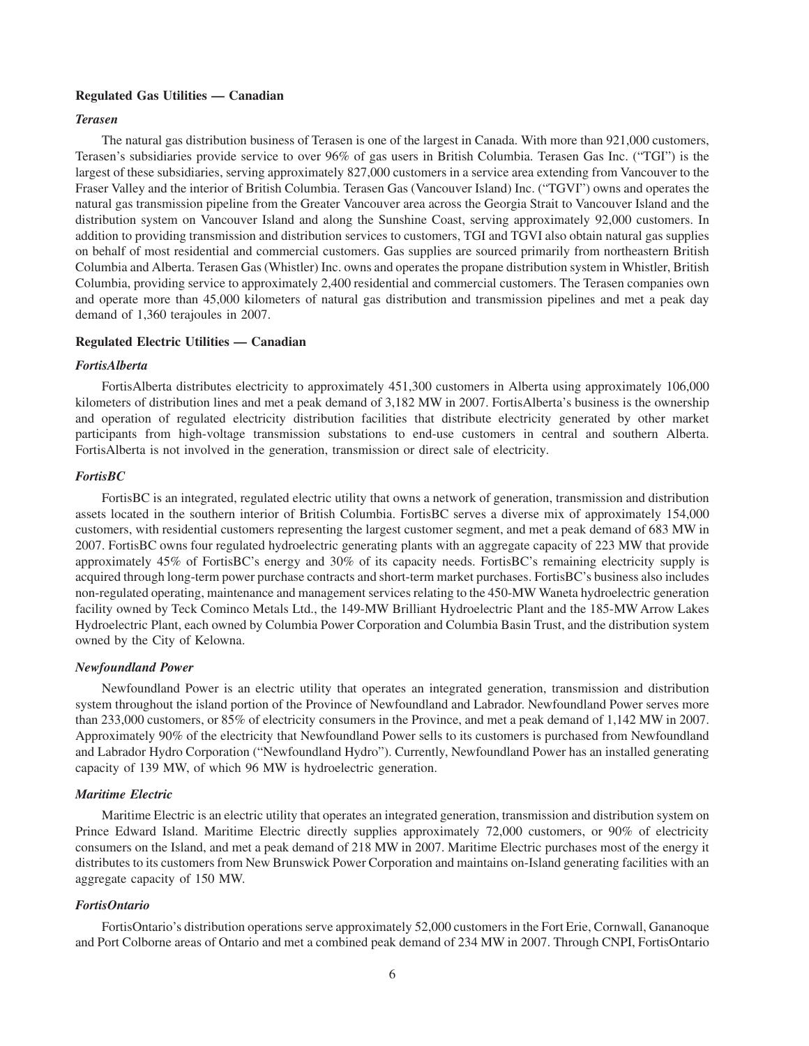### Regulated Gas Utilities — Canadian

#### *Terasen*

The natural gas distribution business of Terasen is one of the largest in Canada. With more than 921,000 customers, Terasen's subsidiaries provide service to over 96% of gas users in British Columbia. Terasen Gas Inc. ("TGI") is the largest of these subsidiaries, serving approximately 827,000 customers in a service area extending from Vancouver to the Fraser Valley and the interior of British Columbia. Terasen Gas (Vancouver Island) Inc. ("TGVI") owns and operates the natural gas transmission pipeline from the Greater Vancouver area across the Georgia Strait to Vancouver Island and the distribution system on Vancouver Island and along the Sunshine Coast, serving approximately 92,000 customers. In addition to providing transmission and distribution services to customers, TGI and TGVI also obtain natural gas supplies on behalf of most residential and commercial customers. Gas supplies are sourced primarily from northeastern British Columbia and Alberta. Terasen Gas (Whistler) Inc. owns and operates the propane distribution system in Whistler, British Columbia, providing service to approximately 2,400 residential and commercial customers. The Terasen companies own and operate more than 45,000 kilometers of natural gas distribution and transmission pipelines and met a peak day demand of 1,360 terajoules in 2007.

### Regulated Electric Utilities — Canadian

#### *FortisAlberta*

FortisAlberta distributes electricity to approximately 451,300 customers in Alberta using approximately 106,000 kilometers of distribution lines and met a peak demand of 3,182 MW in 2007. FortisAlberta's business is the ownership and operation of regulated electricity distribution facilities that distribute electricity generated by other market participants from high-voltage transmission substations to end-use customers in central and southern Alberta. FortisAlberta is not involved in the generation, transmission or direct sale of electricity.

#### *FortisBC*

FortisBC is an integrated, regulated electric utility that owns a network of generation, transmission and distribution assets located in the southern interior of British Columbia. FortisBC serves a diverse mix of approximately 154,000 customers, with residential customers representing the largest customer segment, and met a peak demand of 683 MW in 2007. FortisBC owns four regulated hydroelectric generating plants with an aggregate capacity of 223 MW that provide approximately 45% of FortisBC's energy and 30% of its capacity needs. FortisBC's remaining electricity supply is acquired through long-term power purchase contracts and short-term market purchases. FortisBC's business also includes non-regulated operating, maintenance and management services relating to the 450-MW Waneta hydroelectric generation facility owned by Teck Cominco Metals Ltd., the 149-MW Brilliant Hydroelectric Plant and the 185-MW Arrow Lakes Hydroelectric Plant, each owned by Columbia Power Corporation and Columbia Basin Trust, and the distribution system owned by the City of Kelowna.

#### *Newfoundland Power*

Newfoundland Power is an electric utility that operates an integrated generation, transmission and distribution system throughout the island portion of the Province of Newfoundland and Labrador. Newfoundland Power serves more than 233,000 customers, or 85% of electricity consumers in the Province, and met a peak demand of 1,142 MW in 2007. Approximately 90% of the electricity that Newfoundland Power sells to its customers is purchased from Newfoundland and Labrador Hydro Corporation ("Newfoundland Hydro"). Currently, Newfoundland Power has an installed generating capacity of 139 MW, of which 96 MW is hydroelectric generation.

#### *Maritime Electric*

Maritime Electric is an electric utility that operates an integrated generation, transmission and distribution system on Prince Edward Island. Maritime Electric directly supplies approximately 72,000 customers, or 90% of electricity consumers on the Island, and met a peak demand of 218 MW in 2007. Maritime Electric purchases most of the energy it distributes to its customers from New Brunswick Power Corporation and maintains on-Island generating facilities with an aggregate capacity of 150 MW.

#### *FortisOntario*

FortisOntario's distribution operations serve approximately 52,000 customers in the Fort Erie, Cornwall, Gananoque and Port Colborne areas of Ontario and met a combined peak demand of 234 MW in 2007. Through CNPI, FortisOntario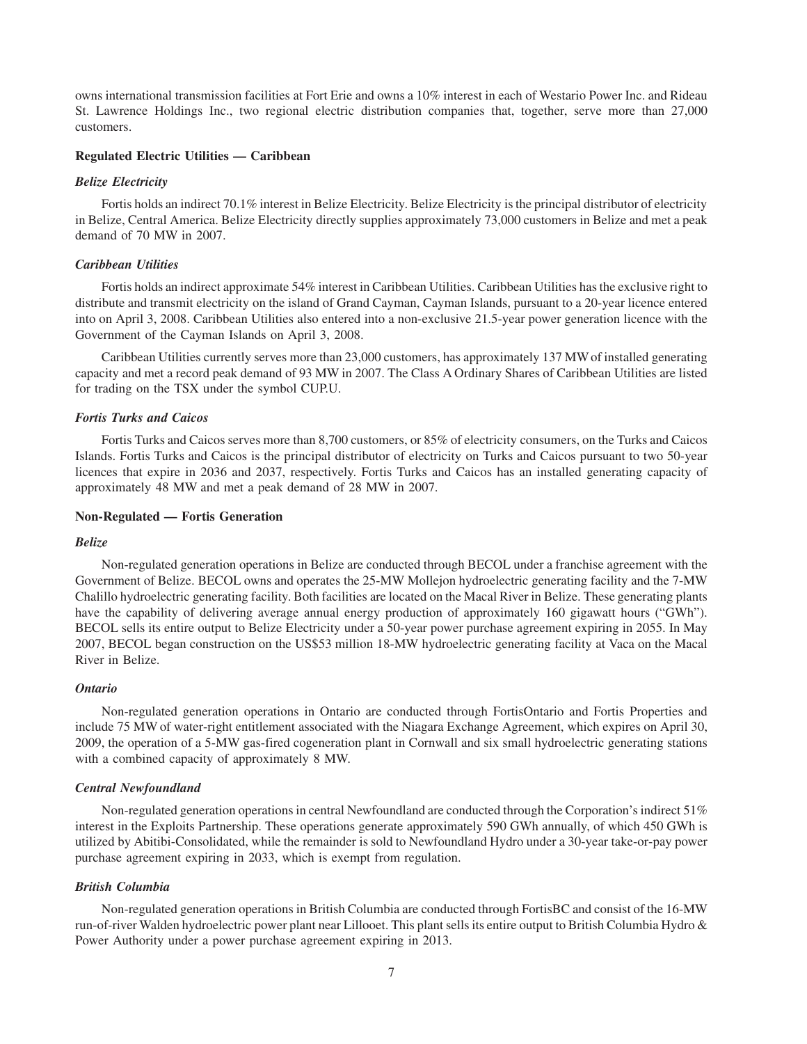owns international transmission facilities at Fort Erie and owns a 10% interest in each of Westario Power Inc. and Rideau St. Lawrence Holdings Inc., two regional electric distribution companies that, together, serve more than 27,000 customers.

### Regulated Electric Utilities — Caribbean

#### *Belize Electricity*

Fortis holds an indirect 70.1% interest in Belize Electricity. Belize Electricity is the principal distributor of electricity in Belize, Central America. Belize Electricity directly supplies approximately 73,000 customers in Belize and met a peak demand of 70 MW in 2007.

#### *Caribbean Utilities*

Fortis holds an indirect approximate 54% interest in Caribbean Utilities. Caribbean Utilities has the exclusive right to distribute and transmit electricity on the island of Grand Cayman, Cayman Islands, pursuant to a 20-year licence entered into on April 3, 2008. Caribbean Utilities also entered into a non-exclusive 21.5-year power generation licence with the Government of the Cayman Islands on April 3, 2008.

Caribbean Utilities currently serves more than 23,000 customers, has approximately 137 MW of installed generating capacity and met a record peak demand of 93 MW in 2007. The Class A Ordinary Shares of Caribbean Utilities are listed for trading on the TSX under the symbol CUP.U.

#### *Fortis Turks and Caicos*

Fortis Turks and Caicos serves more than 8,700 customers, or 85% of electricity consumers, on the Turks and Caicos Islands. Fortis Turks and Caicos is the principal distributor of electricity on Turks and Caicos pursuant to two 50-year licences that expire in 2036 and 2037, respectively. Fortis Turks and Caicos has an installed generating capacity of approximately 48 MW and met a peak demand of 28 MW in 2007.

### Non-Regulated — Fortis Generation

#### *Belize*

Non-regulated generation operations in Belize are conducted through BECOL under a franchise agreement with the Government of Belize. BECOL owns and operates the 25-MW Mollejon hydroelectric generating facility and the 7-MW Chalillo hydroelectric generating facility. Both facilities are located on the Macal River in Belize. These generating plants have the capability of delivering average annual energy production of approximately 160 gigawatt hours ("GWh"). BECOL sells its entire output to Belize Electricity under a 50-year power purchase agreement expiring in 2055. In May 2007, BECOL began construction on the US$53 million 18-MW hydroelectric generating facility at Vaca on the Macal River in Belize.

#### *Ontario*

Non-regulated generation operations in Ontario are conducted through FortisOntario and Fortis Properties and include 75 MW of water-right entitlement associated with the Niagara Exchange Agreement, which expires on April 30, 2009, the operation of a 5-MW gas-fired cogeneration plant in Cornwall and six small hydroelectric generating stations with a combined capacity of approximately 8 MW.

#### *Central Newfoundland*

Non-regulated generation operations in central Newfoundland are conducted through the Corporation's indirect 51% interest in the Exploits Partnership. These operations generate approximately 590 GWh annually, of which 450 GWh is utilized by Abitibi-Consolidated, while the remainder is sold to Newfoundland Hydro under a 30-year take-or-pay power purchase agreement expiring in 2033, which is exempt from regulation.

#### *British Columbia*

Non-regulated generation operations in British Columbia are conducted through FortisBC and consist of the 16-MW run-of-river Walden hydroelectric power plant near Lillooet. This plant sells its entire output to British Columbia Hydro & Power Authority under a power purchase agreement expiring in 2013.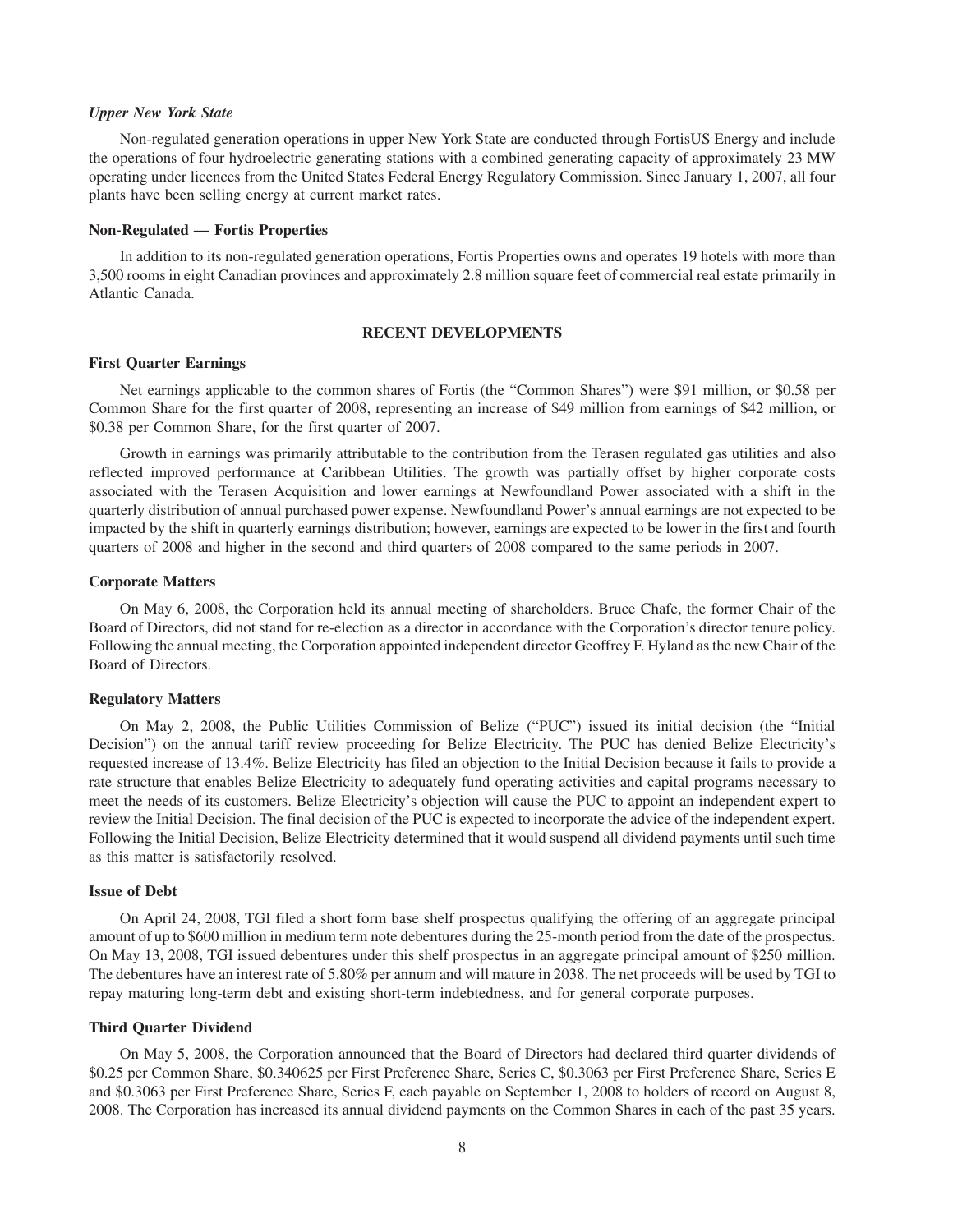*Upper New York State*

Non-regulated generation operations in upper New York State are conducted through FortisUS Energy and include the operations of four hydroelectric generating stations with a combined generating capacity of approximately 23 MW operating under licences from the United States Federal Energy Regulatory Commission. Since January 1, 2007, all four plants have been selling energy at current market rates.

**Non-Regulated — Fortis Properties**

In addition to its non-regulated generation operations, Fortis Properties owns and operates 19 hotels with more than 3,500 rooms in eight Canadian provinces and approximately 2.8 million square feet of commercial real estate primarily in Atlantic Canada.

## RECENT DEVELOPMENTS

**First Quarter Earnings**

Net earnings applicable to the common shares of Fortis (the "Common Shares") were $91 million, or $0.58 per Common Share for the first quarter of 2008, representing an increase of $49 million from earnings of $42 million, or $0.38 per Common Share, for the first quarter of 2007.

Growth in earnings was primarily attributable to the contribution from the Terasen regulated gas utilities and also reflected improved performance at Caribbean Utilities. The growth was partially offset by higher corporate costs associated with the Terasen Acquisition and lower earnings at Newfoundland Power associated with a shift in the quarterly distribution of annual purchased power expense. Newfoundland Power's annual earnings are not expected to be impacted by the shift in quarterly earnings distribution; however, earnings are expected to be lower in the first and fourth quarters of 2008 and higher in the second and third quarters of 2008 compared to the same periods in 2007.

**Corporate Matters**

On May 6, 2008, the Corporation held its annual meeting of shareholders. Bruce Chafe, the former Chair of the Board of Directors, did not stand for re-election as a director in accordance with the Corporation's director tenure policy. Following the annual meeting, the Corporation appointed independent director Geoffrey F. Hyland as the new Chair of the Board of Directors.

**Regulatory Matters**

On May 2, 2008, the Public Utilities Commission of Belize ("PUC") issued its initial decision (the "Initial Decision") on the annual tariff review proceeding for Belize Electricity. The PUC has denied Belize Electricity's requested increase of 13.4%. Belize Electricity has filed an objection to the Initial Decision because it fails to provide a rate structure that enables Belize Electricity to adequately fund operating activities and capital programs necessary to meet the needs of its customers. Belize Electricity's objection will cause the PUC to appoint an independent expert to review the Initial Decision. The final decision of the PUC is expected to incorporate the advice of the independent expert. Following the Initial Decision, Belize Electricity determined that it would suspend all dividend payments until such time as this matter is satisfactorily resolved.

**Issue of Debt**

On April 24, 2008, TGI filed a short form base shelf prospectus qualifying the offering of an aggregate principal amount of up to $600 million in medium term note debentures during the 25-month period from the date of the prospectus. On May 13, 2008, TGI issued debentures under this shelf prospectus in an aggregate principal amount of $250 million. The debentures have an interest rate of 5.80% per annum and will mature in 2038. The net proceeds will be used by TGI to repay maturing long-term debt and existing short-term indebtedness, and for general corporate purposes.

**Third Quarter Dividend**

On May 5, 2008, the Corporation announced that the Board of Directors had declared third quarter dividends of $0.25 per Common Share, $0.340625 per First Preference Share, Series C, $0.3063 per First Preference Share, Series E and $0.3063 per First Preference Share, Series F, each payable on September 1, 2008 to holders of record on August 8, 2008. The Corporation has increased its annual dividend payments on the Common Shares in each of the past 35 years.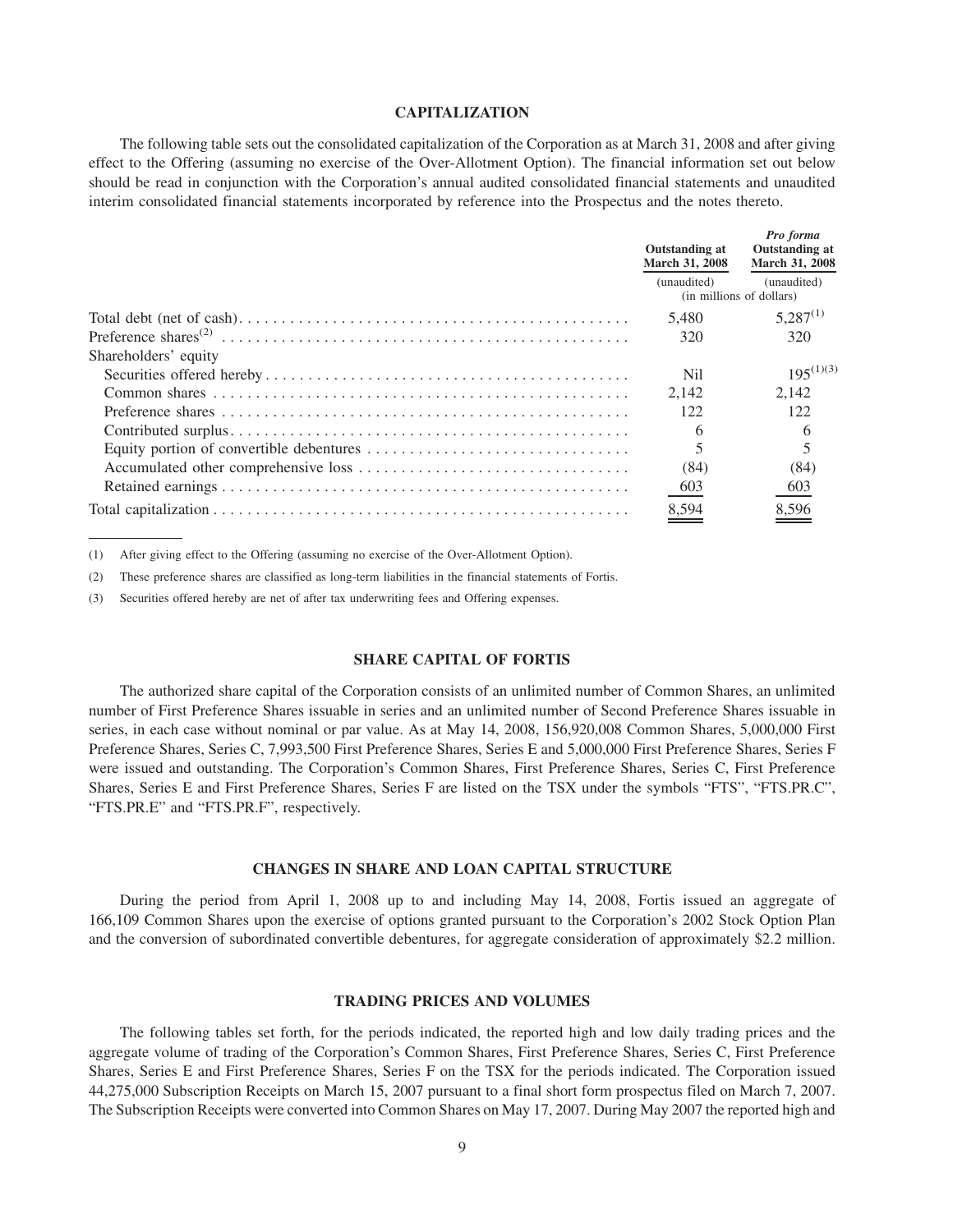## CAPITALIZATION

The following table sets out the consolidated capitalization of the Corporation as at March 31, 2008 and after giving effect to the Offering (assuming no exercise of the Over-Allotment Option). The financial information set out below should be read in conjunction with the Corporation's annual audited consolidated financial statements and unaudited interim consolidated financial statements incorporated by reference into the Prospectus and the notes thereto.

| | Outstanding at March 31, 2008 | *Pro forma* Outstanding at March 31, 2008 |
|---|---|---|
| | (unaudited) | (unaudited) |
| | (in millions of dollars) | |
| Total debt (net of cash) | 5,480 | 5,287[(1)] |
| Preference shares[(2)] | 320 | 320 |
| Shareholders' equity | | |
| Securities offered hereby | Nil | 195[(1)(3)] |
| Common shares | 2,142 | 2,142 |
| Preference shares | 122 | 122 |
| Contributed surplus | 6 | 6 |
| Equity portion of convertible debentures | 5 | 5 |
| Accumulated other comprehensive loss | (84) | (84) |
| Retained earnings | 603 | 603 |
| Total capitalization | 8,594 | 8,596 |

(1) After giving effect to the Offering (assuming no exercise of the Over-Allotment Option).

(2) These preference shares are classified as long-term liabilities in the financial statements of Fortis.

(3) Securities offered hereby are net of after tax underwriting fees and Offering expenses.

## SHARE CAPITAL OF FORTIS

The authorized share capital of the Corporation consists of an unlimited number of Common Shares, an unlimited number of First Preference Shares issuable in series and an unlimited number of Second Preference Shares issuable in series, in each case without nominal or par value. As at May 14, 2008, 156,920,008 Common Shares, 5,000,000 First Preference Shares, Series C, 7,993,500 First Preference Shares, Series E and 5,000,000 First Preference Shares, Series F were issued and outstanding. The Corporation's Common Shares, First Preference Shares, Series C, First Preference Shares, Series E and First Preference Shares, Series F are listed on the TSX under the symbols "FTS", "FTS.PR.C", "FTS.PR.E" and "FTS.PR.F", respectively.

## CHANGES IN SHARE AND LOAN CAPITAL STRUCTURE

During the period from April 1, 2008 up to and including May 14, 2008, Fortis issued an aggregate of 166,109 Common Shares upon the exercise of options granted pursuant to the Corporation's 2002 Stock Option Plan and the conversion of subordinated convertible debentures, for aggregate consideration of approximately $2.2 million.

## TRADING PRICES AND VOLUMES

The following tables set forth, for the periods indicated, the reported high and low daily trading prices and the aggregate volume of trading of the Corporation's Common Shares, First Preference Shares, Series C, First Preference Shares, Series E and First Preference Shares, Series F on the TSX for the periods indicated. The Corporation issued 44,275,000 Subscription Receipts on March 15, 2007 pursuant to a final short form prospectus filed on March 7, 2007. The Subscription Receipts were converted into Common Shares on May 17, 2007. During May 2007 the reported high and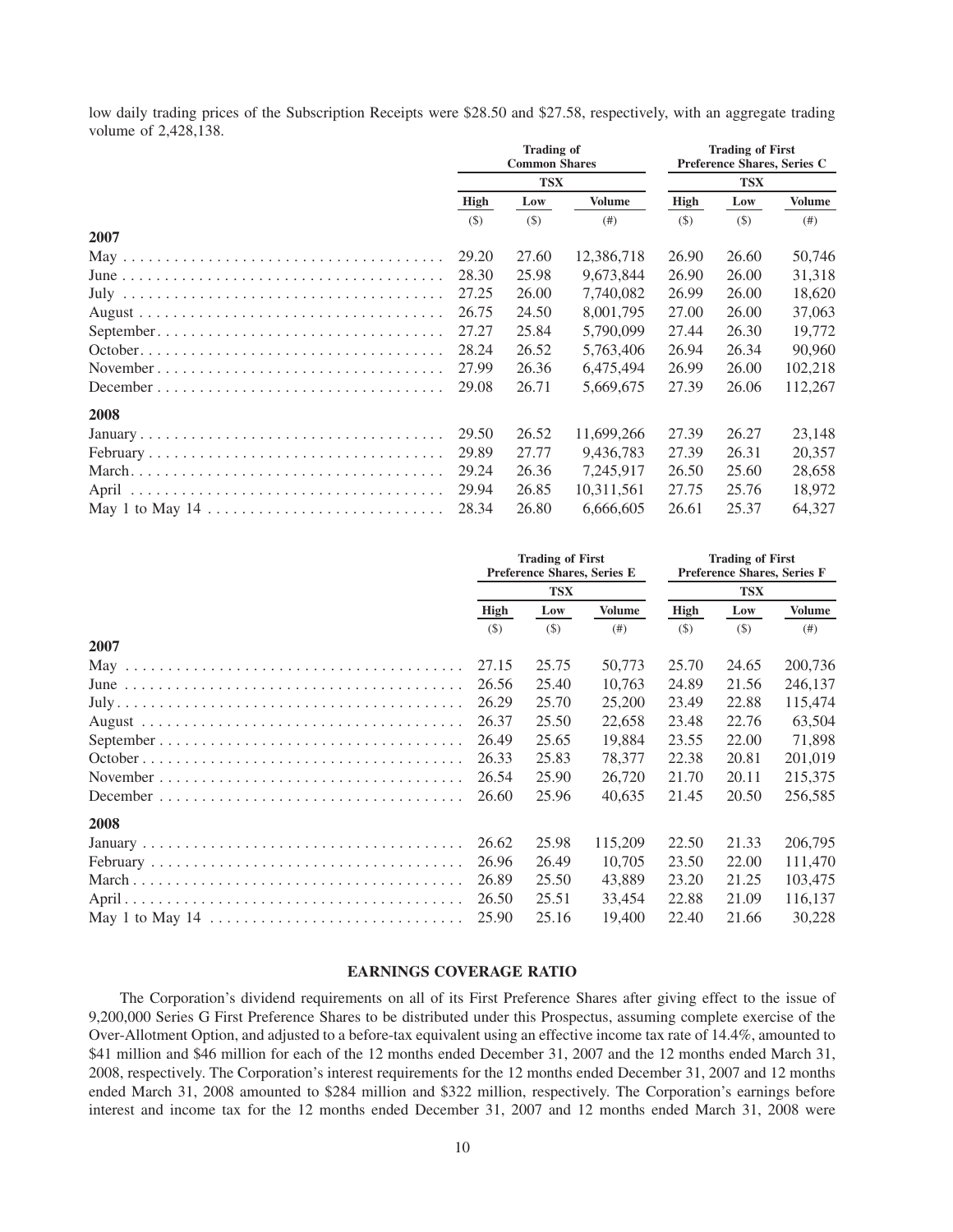low daily trading prices of the Subscription Receipts were $28.50 and $27.58, respectively, with an aggregate trading volume of 2,428,138.

| | Trading of Common Shares | | | Trading of First Preference Shares, Series C | | |
|---|---|---|---|---|---|---|
| | TSX | | | TSX | | |
| | High | Low | Volume | High | Low | Volume |
| | ($) | ($) | (#) | ($) | ($) | (#) |
| **2007** | | | | | | |
| May | 29.20 | 27.60 | 12,386,718 | 26.90 | 26.60 | 50,746 |
| June | 28.30 | 25.98 | 9,673,844 | 26.90 | 26.00 | 31,318 |
| July | 27.25 | 26.00 | 7,740,082 | 26.99 | 26.00 | 18,620 |
| August | 26.75 | 24.50 | 8,001,795 | 27.00 | 26.00 | 37,063 |
| September | 27.27 | 25.84 | 5,790,099 | 27.44 | 26.30 | 19,772 |
| October | 28.24 | 26.52 | 5,763,406 | 26.94 | 26.34 | 90,960 |
| November | 27.99 | 26.36 | 6,475,494 | 26.99 | 26.00 | 102,218 |
| December | 29.08 | 26.71 | 5,669,675 | 27.39 | 26.06 | 112,267 |
| **2008** | | | | | | |
| January | 29.50 | 26.52 | 11,699,266 | 27.39 | 26.27 | 23,148 |
| February | 29.89 | 27.77 | 9,436,783 | 27.39 | 26.31 | 20,357 |
| March | 29.24 | 26.36 | 7,245,917 | 26.50 | 25.60 | 28,658 |
| April | 29.94 | 26.85 | 10,311,561 | 27.75 | 25.76 | 18,972 |
| May 1 to May 14 | 28.34 | 26.80 | 6,666,605 | 26.61 | 25.37 | 64,327 |

| | Trading of First Preference Shares, Series E | | | Trading of First Preference Shares, Series F | | |
|---|---|---|---|---|---|---|
| | TSX | | | TSX | | |
| | High | Low | Volume | High | Low | Volume |
| | ($) | ($) | (#) | ($) | ($) | (#) |
| **2007** | | | | | | |
| May | 27.15 | 25.75 | 50,773 | 25.70 | 24.65 | 200,736 |
| June | 26.56 | 25.40 | 10,763 | 24.89 | 21.56 | 246,137 |
| July | 26.29 | 25.70 | 25,200 | 23.49 | 22.88 | 115,474 |
| August | 26.37 | 25.50 | 22,658 | 23.48 | 22.76 | 63,504 |
| September | 26.49 | 25.65 | 19,884 | 23.55 | 22.00 | 71,898 |
| October | 26.33 | 25.83 | 78,377 | 22.38 | 20.81 | 201,019 |
| November | 26.54 | 25.90 | 26,720 | 21.70 | 20.11 | 215,375 |
| December | 26.60 | 25.96 | 40,635 | 21.45 | 20.50 | 256,585 |
| **2008** | | | | | | |
| January | 26.62 | 25.98 | 115,209 | 22.50 | 21.33 | 206,795 |
| February | 26.96 | 26.49 | 10,705 | 23.50 | 22.00 | 111,470 |
| March | 26.89 | 25.50 | 43,889 | 23.20 | 21.25 | 103,475 |
| April | 26.50 | 25.51 | 33,454 | 22.88 | 21.09 | 116,137 |
| May 1 to May 14 | 25.90 | 25.16 | 19,400 | 22.40 | 21.66 | 30,228 |

## EARNINGS COVERAGE RATIO

The Corporation's dividend requirements on all of its First Preference Shares after giving effect to the issue of 9,200,000 Series G First Preference Shares to be distributed under this Prospectus, assuming complete exercise of the Over-Allotment Option, and adjusted to a before-tax equivalent using an effective income tax rate of 14.4%, amounted to $41 million and $46 million for each of the 12 months ended December 31, 2007 and the 12 months ended March 31, 2008, respectively. The Corporation's interest requirements for the 12 months ended December 31, 2007 and 12 months ended March 31, 2008 amounted to $284 million and $322 million, respectively. The Corporation's earnings before interest and income tax for the 12 months ended December 31, 2007 and 12 months ended March 31, 2008 were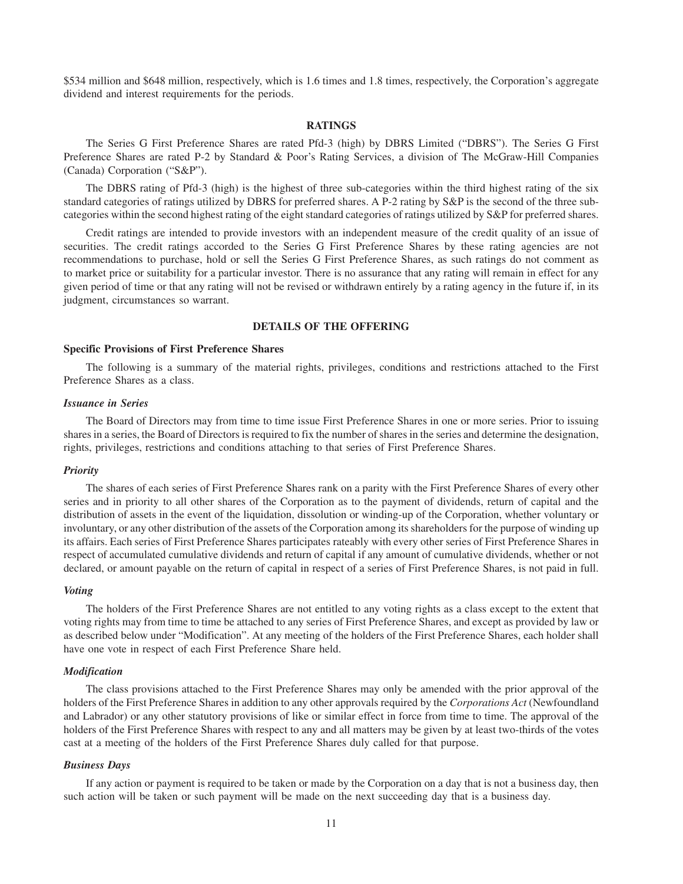$534 million and $648 million, respectively, which is 1.6 times and 1.8 times, respectively, the Corporation's aggregate dividend and interest requirements for the periods.

## RATINGS

The Series G First Preference Shares are rated Pfd-3 (high) by DBRS Limited ("DBRS"). The Series G First Preference Shares are rated P-2 by Standard & Poor's Rating Services, a division of The McGraw-Hill Companies (Canada) Corporation ("S&P").

The DBRS rating of Pfd-3 (high) is the highest of three sub-categories within the third highest rating of the six standard categories of ratings utilized by DBRS for preferred shares. A P-2 rating by S&P is the second of the three sub-categories within the second highest rating of the eight standard categories of ratings utilized by S&P for preferred shares.

Credit ratings are intended to provide investors with an independent measure of the credit quality of an issue of securities. The credit ratings accorded to the Series G First Preference Shares by these rating agencies are not recommendations to purchase, hold or sell the Series G First Preference Shares, as such ratings do not comment as to market price or suitability for a particular investor. There is no assurance that any rating will remain in effect for any given period of time or that any rating will not be revised or withdrawn entirely by a rating agency in the future if, in its judgment, circumstances so warrant.

## DETAILS OF THE OFFERING

### Specific Provisions of First Preference Shares

The following is a summary of the material rights, privileges, conditions and restrictions attached to the First Preference Shares as a class.

#### *Issuance in Series*

The Board of Directors may from time to time issue First Preference Shares in one or more series. Prior to issuing shares in a series, the Board of Directors is required to fix the number of shares in the series and determine the designation, rights, privileges, restrictions and conditions attaching to that series of First Preference Shares.

#### *Priority*

The shares of each series of First Preference Shares rank on a parity with the First Preference Shares of every other series and in priority to all other shares of the Corporation as to the payment of dividends, return of capital and the distribution of assets in the event of the liquidation, dissolution or winding-up of the Corporation, whether voluntary or involuntary, or any other distribution of the assets of the Corporation among its shareholders for the purpose of winding up its affairs. Each series of First Preference Shares participates rateably with every other series of First Preference Shares in respect of accumulated cumulative dividends and return of capital if any amount of cumulative dividends, whether or not declared, or amount payable on the return of capital in respect of a series of First Preference Shares, is not paid in full.

#### *Voting*

The holders of the First Preference Shares are not entitled to any voting rights as a class except to the extent that voting rights may from time to time be attached to any series of First Preference Shares, and except as provided by law or as described below under "Modification". At any meeting of the holders of the First Preference Shares, each holder shall have one vote in respect of each First Preference Share held.

#### *Modification*

The class provisions attached to the First Preference Shares may only be amended with the prior approval of the holders of the First Preference Shares in addition to any other approvals required by the *Corporations Act* (Newfoundland and Labrador) or any other statutory provisions of like or similar effect in force from time to time. The approval of the holders of the First Preference Shares with respect to any and all matters may be given by at least two-thirds of the votes cast at a meeting of the holders of the First Preference Shares duly called for that purpose.

#### *Business Days*

If any action or payment is required to be taken or made by the Corporation on a day that is not a business day, then such action will be taken or such payment will be made on the next succeeding day that is a business day.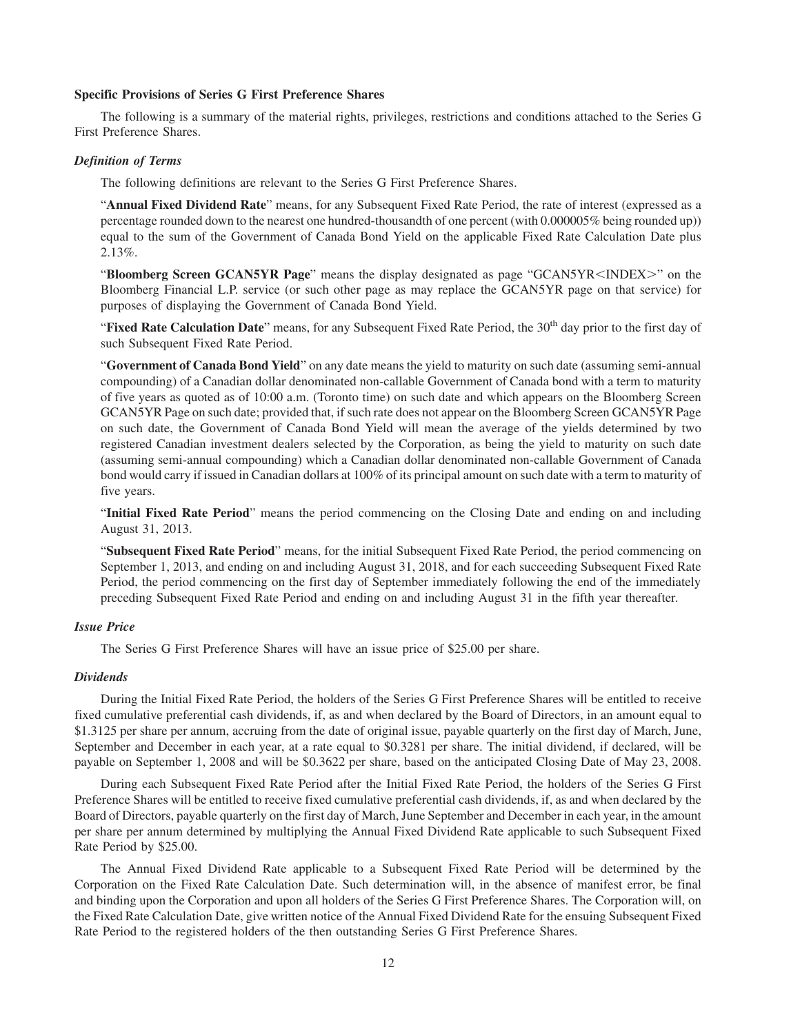### Specific Provisions of Series G First Preference Shares

The following is a summary of the material rights, privileges, restrictions and conditions attached to the Series G First Preference Shares.

#### *Definition of Terms*

The following definitions are relevant to the Series G First Preference Shares.

"**Annual Fixed Dividend Rate**" means, for any Subsequent Fixed Rate Period, the rate of interest (expressed as a percentage rounded down to the nearest one hundred-thousandth of one percent (with 0.000005% being rounded up)) equal to the sum of the Government of Canada Bond Yield on the applicable Fixed Rate Calculation Date plus 2.13%.

"**Bloomberg Screen GCAN5YR Page**" means the display designated as page "GCAN5YR<INDEX>" on the Bloomberg Financial L.P. service (or such other page as may replace the GCAN5YR page on that service) for purposes of displaying the Government of Canada Bond Yield.

"**Fixed Rate Calculation Date**" means, for any Subsequent Fixed Rate Period, the 30th day prior to the first day of such Subsequent Fixed Rate Period.

"**Government of Canada Bond Yield**" on any date means the yield to maturity on such date (assuming semi-annual compounding) of a Canadian dollar denominated non-callable Government of Canada bond with a term to maturity of five years as quoted as of 10:00 a.m. (Toronto time) on such date and which appears on the Bloomberg Screen GCAN5YR Page on such date; provided that, if such rate does not appear on the Bloomberg Screen GCAN5YR Page on such date, the Government of Canada Bond Yield will mean the average of the yields determined by two registered Canadian investment dealers selected by the Corporation, as being the yield to maturity on such date (assuming semi-annual compounding) which a Canadian dollar denominated non-callable Government of Canada bond would carry if issued in Canadian dollars at 100% of its principal amount on such date with a term to maturity of five years.

"**Initial Fixed Rate Period**" means the period commencing on the Closing Date and ending on and including August 31, 2013.

"**Subsequent Fixed Rate Period**" means, for the initial Subsequent Fixed Rate Period, the period commencing on September 1, 2013, and ending on and including August 31, 2018, and for each succeeding Subsequent Fixed Rate Period, the period commencing on the first day of September immediately following the end of the immediately preceding Subsequent Fixed Rate Period and ending on and including August 31 in the fifth year thereafter.

#### *Issue Price*

The Series G First Preference Shares will have an issue price of $25.00 per share.

#### *Dividends*

During the Initial Fixed Rate Period, the holders of the Series G First Preference Shares will be entitled to receive fixed cumulative preferential cash dividends, if, as and when declared by the Board of Directors, in an amount equal to $1.3125 per share per annum, accruing from the date of original issue, payable quarterly on the first day of March, June, September and December in each year, at a rate equal to $0.3281 per share. The initial dividend, if declared, will be payable on September 1, 2008 and will be $0.3622 per share, based on the anticipated Closing Date of May 23, 2008.

During each Subsequent Fixed Rate Period after the Initial Fixed Rate Period, the holders of the Series G First Preference Shares will be entitled to receive fixed cumulative preferential cash dividends, if, as and when declared by the Board of Directors, payable quarterly on the first day of March, June September and December in each year, in the amount per share per annum determined by multiplying the Annual Fixed Dividend Rate applicable to such Subsequent Fixed Rate Period by $25.00.

The Annual Fixed Dividend Rate applicable to a Subsequent Fixed Rate Period will be determined by the Corporation on the Fixed Rate Calculation Date. Such determination will, in the absence of manifest error, be final and binding upon the Corporation and upon all holders of the Series G First Preference Shares. The Corporation will, on the Fixed Rate Calculation Date, give written notice of the Annual Fixed Dividend Rate for the ensuing Subsequent Fixed Rate Period to the registered holders of the then outstanding Series G First Preference Shares.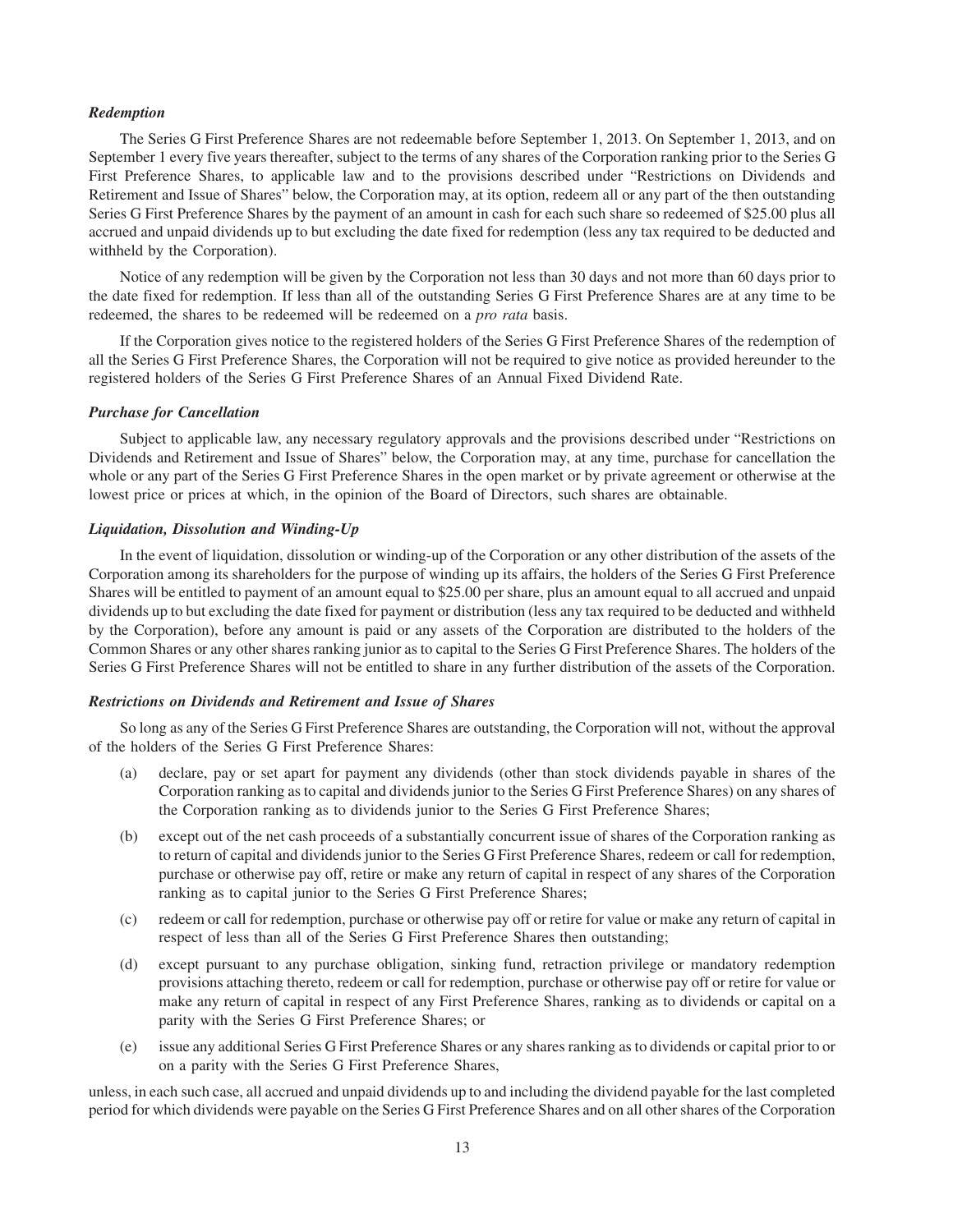### *Redemption*

The Series G First Preference Shares are not redeemable before September 1, 2013. On September 1, 2013, and on September 1 every five years thereafter, subject to the terms of any shares of the Corporation ranking prior to the Series G First Preference Shares, to applicable law and to the provisions described under "Restrictions on Dividends and Retirement and Issue of Shares" below, the Corporation may, at its option, redeem all or any part of the then outstanding Series G First Preference Shares by the payment of an amount in cash for each such share so redeemed of $25.00 plus all accrued and unpaid dividends up to but excluding the date fixed for redemption (less any tax required to be deducted and withheld by the Corporation).

Notice of any redemption will be given by the Corporation not less than 30 days and not more than 60 days prior to the date fixed for redemption. If less than all of the outstanding Series G First Preference Shares are at any time to be redeemed, the shares to be redeemed will be redeemed on a *pro rata* basis.

If the Corporation gives notice to the registered holders of the Series G First Preference Shares of the redemption of all the Series G First Preference Shares, the Corporation will not be required to give notice as provided hereunder to the registered holders of the Series G First Preference Shares of an Annual Fixed Dividend Rate.

### *Purchase for Cancellation*

Subject to applicable law, any necessary regulatory approvals and the provisions described under "Restrictions on Dividends and Retirement and Issue of Shares" below, the Corporation may, at any time, purchase for cancellation the whole or any part of the Series G First Preference Shares in the open market or by private agreement or otherwise at the lowest price or prices at which, in the opinion of the Board of Directors, such shares are obtainable.

### *Liquidation, Dissolution and Winding-Up*

In the event of liquidation, dissolution or winding-up of the Corporation or any other distribution of the assets of the Corporation among its shareholders for the purpose of winding up its affairs, the holders of the Series G First Preference Shares will be entitled to payment of an amount equal to $25.00 per share, plus an amount equal to all accrued and unpaid dividends up to but excluding the date fixed for payment or distribution (less any tax required to be deducted and withheld by the Corporation), before any amount is paid or any assets of the Corporation are distributed to the holders of the Common Shares or any other shares ranking junior as to capital to the Series G First Preference Shares. The holders of the Series G First Preference Shares will not be entitled to share in any further distribution of the assets of the Corporation.

### *Restrictions on Dividends and Retirement and Issue of Shares*

So long as any of the Series G First Preference Shares are outstanding, the Corporation will not, without the approval of the holders of the Series G First Preference Shares:

(a) declare, pay or set apart for payment any dividends (other than stock dividends payable in shares of the Corporation ranking as to capital and dividends junior to the Series G First Preference Shares) on any shares of the Corporation ranking as to dividends junior to the Series G First Preference Shares;

(b) except out of the net cash proceeds of a substantially concurrent issue of shares of the Corporation ranking as to return of capital and dividends junior to the Series G First Preference Shares, redeem or call for redemption, purchase or otherwise pay off, retire or make any return of capital in respect of any shares of the Corporation ranking as to capital junior to the Series G First Preference Shares;

(c) redeem or call for redemption, purchase or otherwise pay off or retire for value or make any return of capital in respect of less than all of the Series G First Preference Shares then outstanding;

(d) except pursuant to any purchase obligation, sinking fund, retraction privilege or mandatory redemption provisions attaching thereto, redeem or call for redemption, purchase or otherwise pay off or retire for value or make any return of capital in respect of any First Preference Shares, ranking as to dividends or capital on a parity with the Series G First Preference Shares; or

(e) issue any additional Series G First Preference Shares or any shares ranking as to dividends or capital prior to or on a parity with the Series G First Preference Shares,

unless, in each such case, all accrued and unpaid dividends up to and including the dividend payable for the last completed period for which dividends were payable on the Series G First Preference Shares and on all other shares of the Corporation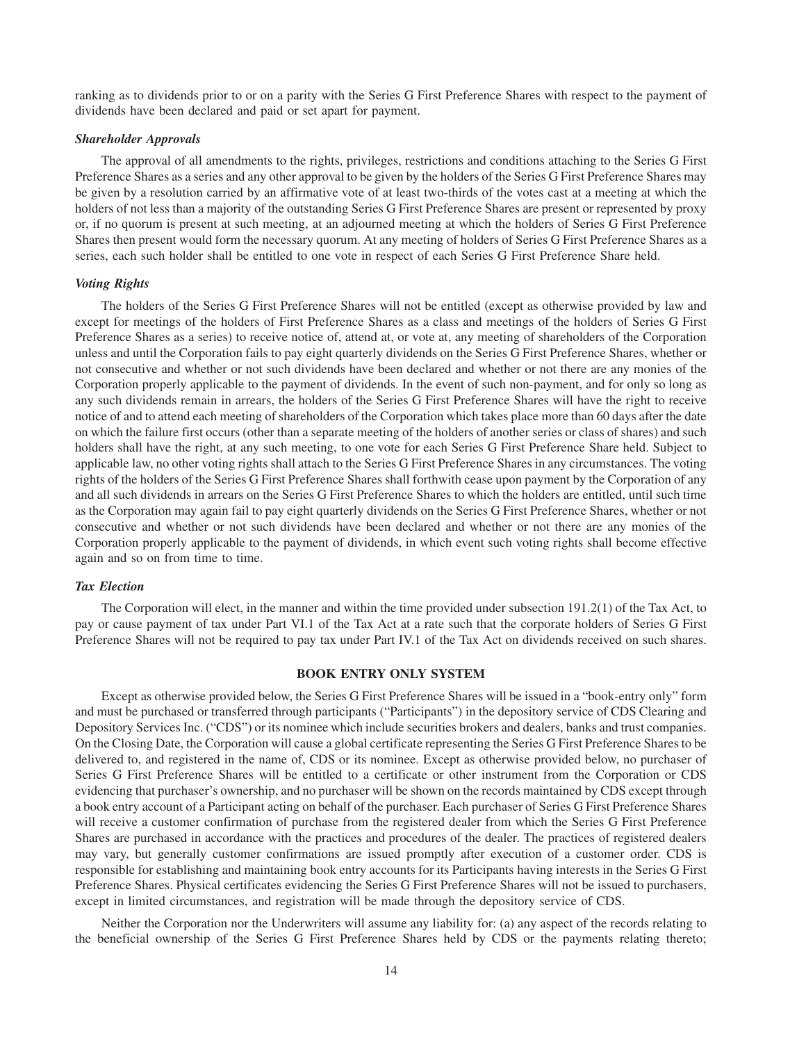ranking as to dividends prior to or on a parity with the Series G First Preference Shares with respect to the payment of dividends have been declared and paid or set apart for payment.

### *Shareholder Approvals*

The approval of all amendments to the rights, privileges, restrictions and conditions attaching to the Series G First Preference Shares as a series and any other approval to be given by the holders of the Series G First Preference Shares may be given by a resolution carried by an affirmative vote of at least two-thirds of the votes cast at a meeting at which the holders of not less than a majority of the outstanding Series G First Preference Shares are present or represented by proxy or, if no quorum is present at such meeting, at an adjourned meeting at which the holders of Series G First Preference Shares then present would form the necessary quorum. At any meeting of holders of Series G First Preference Shares as a series, each such holder shall be entitled to one vote in respect of each Series G First Preference Share held.

### *Voting Rights*

The holders of the Series G First Preference Shares will not be entitled (except as otherwise provided by law and except for meetings of the holders of First Preference Shares as a class and meetings of the holders of Series G First Preference Shares as a series) to receive notice of, attend at, or vote at, any meeting of shareholders of the Corporation unless and until the Corporation fails to pay eight quarterly dividends on the Series G First Preference Shares, whether or not consecutive and whether or not such dividends have been declared and whether or not there are any monies of the Corporation properly applicable to the payment of dividends. In the event of such non-payment, and for only so long as any such dividends remain in arrears, the holders of the Series G First Preference Shares will have the right to receive notice of and to attend each meeting of shareholders of the Corporation which takes place more than 60 days after the date on which the failure first occurs (other than a separate meeting of the holders of another series or class of shares) and such holders shall have the right, at any such meeting, to one vote for each Series G First Preference Share held. Subject to applicable law, no other voting rights shall attach to the Series G First Preference Shares in any circumstances. The voting rights of the holders of the Series G First Preference Shares shall forthwith cease upon payment by the Corporation of any and all such dividends in arrears on the Series G First Preference Shares to which the holders are entitled, until such time as the Corporation may again fail to pay eight quarterly dividends on the Series G First Preference Shares, whether or not consecutive and whether or not such dividends have been declared and whether or not there are any monies of the Corporation properly applicable to the payment of dividends, in which event such voting rights shall become effective again and so on from time to time.

### *Tax Election*

The Corporation will elect, in the manner and within the time provided under subsection 191.2(1) of the Tax Act, to pay or cause payment of tax under Part VI.1 of the Tax Act at a rate such that the corporate holders of Series G First Preference Shares will not be required to pay tax under Part IV.1 of the Tax Act on dividends received on such shares.

## BOOK ENTRY ONLY SYSTEM

Except as otherwise provided below, the Series G First Preference Shares will be issued in a "book-entry only" form and must be purchased or transferred through participants ("Participants") in the depository service of CDS Clearing and Depository Services Inc. ("CDS") or its nominee which include securities brokers and dealers, banks and trust companies. On the Closing Date, the Corporation will cause a global certificate representing the Series G First Preference Shares to be delivered to, and registered in the name of, CDS or its nominee. Except as otherwise provided below, no purchaser of Series G First Preference Shares will be entitled to a certificate or other instrument from the Corporation or CDS evidencing that purchaser's ownership, and no purchaser will be shown on the records maintained by CDS except through a book entry account of a Participant acting on behalf of the purchaser. Each purchaser of Series G First Preference Shares will receive a customer confirmation of purchase from the registered dealer from which the Series G First Preference Shares are purchased in accordance with the practices and procedures of the dealer. The practices of registered dealers may vary, but generally customer confirmations are issued promptly after execution of a customer order. CDS is responsible for establishing and maintaining book entry accounts for its Participants having interests in the Series G First Preference Shares. Physical certificates evidencing the Series G First Preference Shares will not be issued to purchasers, except in limited circumstances, and registration will be made through the depository service of CDS.

Neither the Corporation nor the Underwriters will assume any liability for: (a) any aspect of the records relating to the beneficial ownership of the Series G First Preference Shares held by CDS or the payments relating thereto;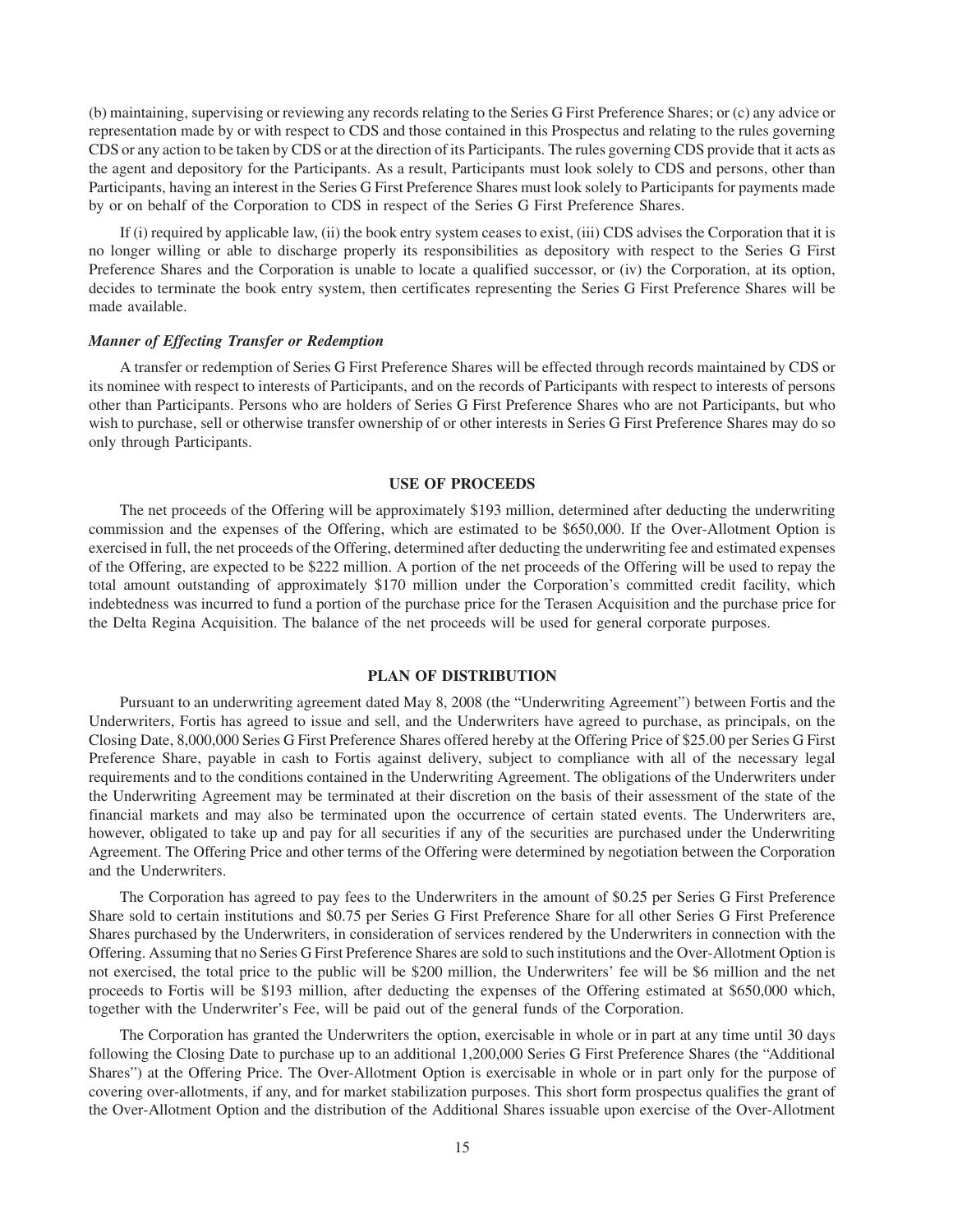(b) maintaining, supervising or reviewing any records relating to the Series G First Preference Shares; or (c) any advice or representation made by or with respect to CDS and those contained in this Prospectus and relating to the rules governing CDS or any action to be taken by CDS or at the direction of its Participants. The rules governing CDS provide that it acts as the agent and depository for the Participants. As a result, Participants must look solely to CDS and persons, other than Participants, having an interest in the Series G First Preference Shares must look solely to Participants for payments made by or on behalf of the Corporation to CDS in respect of the Series G First Preference Shares.

If (i) required by applicable law, (ii) the book entry system ceases to exist, (iii) CDS advises the Corporation that it is no longer willing or able to discharge properly its responsibilities as depository with respect to the Series G First Preference Shares and the Corporation is unable to locate a qualified successor, or (iv) the Corporation, at its option, decides to terminate the book entry system, then certificates representing the Series G First Preference Shares will be made available.

***Manner of Effecting Transfer or Redemption***

A transfer or redemption of Series G First Preference Shares will be effected through records maintained by CDS or its nominee with respect to interests of Participants, and on the records of Participants with respect to interests of persons other than Participants. Persons who are holders of Series G First Preference Shares who are not Participants, but who wish to purchase, sell or otherwise transfer ownership of or other interests in Series G First Preference Shares may do so only through Participants.

## USE OF PROCEEDS

The net proceeds of the Offering will be approximately $193 million, determined after deducting the underwriting commission and the expenses of the Offering, which are estimated to be $650,000. If the Over-Allotment Option is exercised in full, the net proceeds of the Offering, determined after deducting the underwriting fee and estimated expenses of the Offering, are expected to be $222 million. A portion of the net proceeds of the Offering will be used to repay the total amount outstanding of approximately $170 million under the Corporation's committed credit facility, which indebtedness was incurred to fund a portion of the purchase price for the Terasen Acquisition and the purchase price for the Delta Regina Acquisition. The balance of the net proceeds will be used for general corporate purposes.

## PLAN OF DISTRIBUTION

Pursuant to an underwriting agreement dated May 8, 2008 (the "Underwriting Agreement") between Fortis and the Underwriters, Fortis has agreed to issue and sell, and the Underwriters have agreed to purchase, as principals, on the Closing Date, 8,000,000 Series G First Preference Shares offered hereby at the Offering Price of $25.00 per Series G First Preference Share, payable in cash to Fortis against delivery, subject to compliance with all of the necessary legal requirements and to the conditions contained in the Underwriting Agreement. The obligations of the Underwriters under the Underwriting Agreement may be terminated at their discretion on the basis of their assessment of the state of the financial markets and may also be terminated upon the occurrence of certain stated events. The Underwriters are, however, obligated to take up and pay for all securities if any of the securities are purchased under the Underwriting Agreement. The Offering Price and other terms of the Offering were determined by negotiation between the Corporation and the Underwriters.

The Corporation has agreed to pay fees to the Underwriters in the amount of $0.25 per Series G First Preference Share sold to certain institutions and $0.75 per Series G First Preference Share for all other Series G First Preference Shares purchased by the Underwriters, in consideration of services rendered by the Underwriters in connection with the Offering. Assuming that no Series G First Preference Shares are sold to such institutions and the Over-Allotment Option is not exercised, the total price to the public will be $200 million, the Underwriters' fee will be $6 million and the net proceeds to Fortis will be $193 million, after deducting the expenses of the Offering estimated at $650,000 which, together with the Underwriter's Fee, will be paid out of the general funds of the Corporation.

The Corporation has granted the Underwriters the option, exercisable in whole or in part at any time until 30 days following the Closing Date to purchase up to an additional 1,200,000 Series G First Preference Shares (the "Additional Shares") at the Offering Price. The Over-Allotment Option is exercisable in whole or in part only for the purpose of covering over-allotments, if any, and for market stabilization purposes. This short form prospectus qualifies the grant of the Over-Allotment Option and the distribution of the Additional Shares issuable upon exercise of the Over-Allotment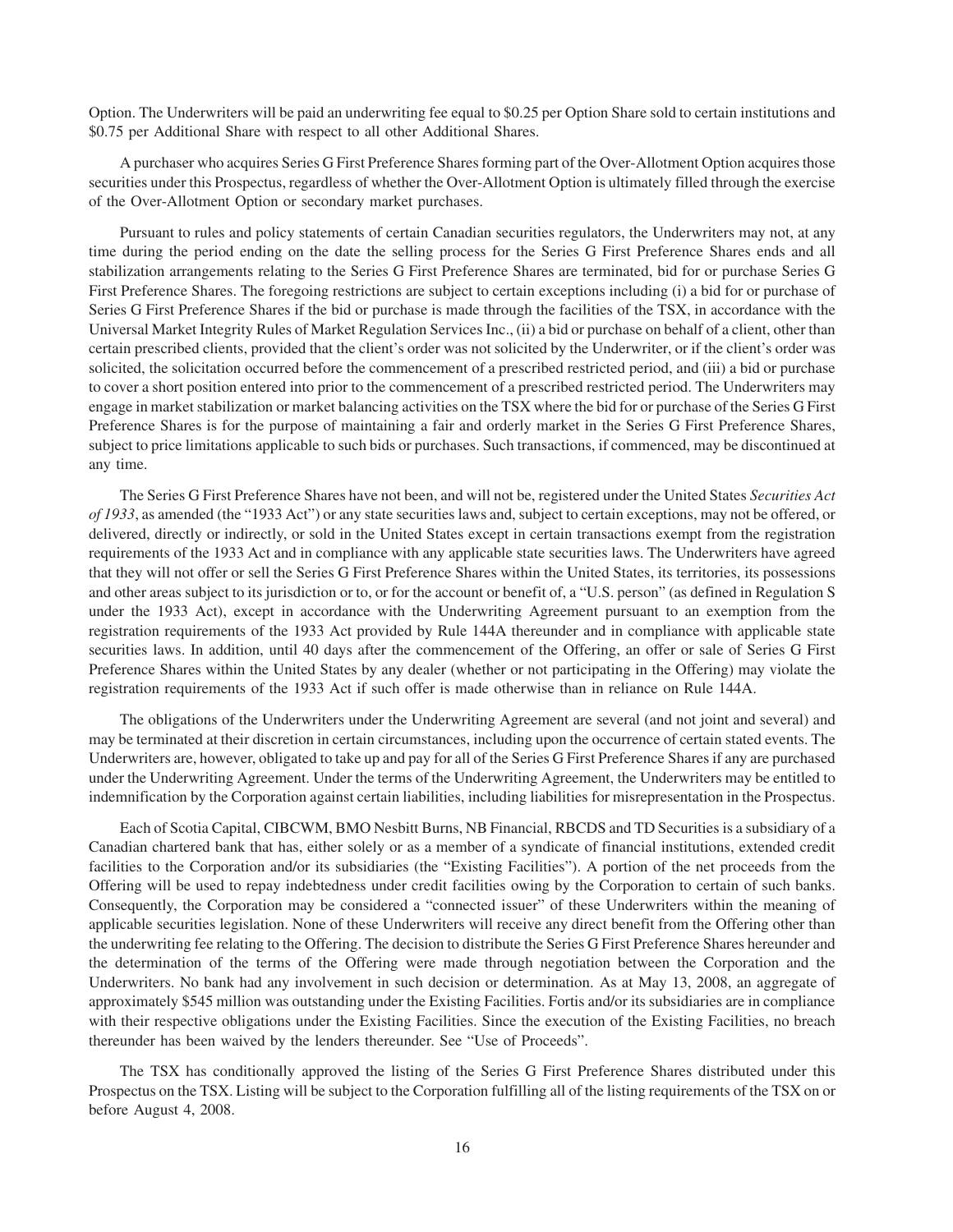Option. The Underwriters will be paid an underwriting fee equal to $0.25 per Option Share sold to certain institutions and $0.75 per Additional Share with respect to all other Additional Shares.

A purchaser who acquires Series G First Preference Shares forming part of the Over-Allotment Option acquires those securities under this Prospectus, regardless of whether the Over-Allotment Option is ultimately filled through the exercise of the Over-Allotment Option or secondary market purchases.

Pursuant to rules and policy statements of certain Canadian securities regulators, the Underwriters may not, at any time during the period ending on the date the selling process for the Series G First Preference Shares ends and all stabilization arrangements relating to the Series G First Preference Shares are terminated, bid for or purchase Series G First Preference Shares. The foregoing restrictions are subject to certain exceptions including (i) a bid for or purchase of Series G First Preference Shares if the bid or purchase is made through the facilities of the TSX, in accordance with the Universal Market Integrity Rules of Market Regulation Services Inc., (ii) a bid or purchase on behalf of a client, other than certain prescribed clients, provided that the client's order was not solicited by the Underwriter, or if the client's order was solicited, the solicitation occurred before the commencement of a prescribed restricted period, and (iii) a bid or purchase to cover a short position entered into prior to the commencement of a prescribed restricted period. The Underwriters may engage in market stabilization or market balancing activities on the TSX where the bid for or purchase of the Series G First Preference Shares is for the purpose of maintaining a fair and orderly market in the Series G First Preference Shares, subject to price limitations applicable to such bids or purchases. Such transactions, if commenced, may be discontinued at any time.

The Series G First Preference Shares have not been, and will not be, registered under the United States *Securities Act of 1933*, as amended (the "1933 Act") or any state securities laws and, subject to certain exceptions, may not be offered, or delivered, directly or indirectly, or sold in the United States except in certain transactions exempt from the registration requirements of the 1933 Act and in compliance with any applicable state securities laws. The Underwriters have agreed that they will not offer or sell the Series G First Preference Shares within the United States, its territories, its possessions and other areas subject to its jurisdiction or to, or for the account or benefit of, a "U.S. person" (as defined in Regulation S under the 1933 Act), except in accordance with the Underwriting Agreement pursuant to an exemption from the registration requirements of the 1933 Act provided by Rule 144A thereunder and in compliance with applicable state securities laws. In addition, until 40 days after the commencement of the Offering, an offer or sale of Series G First Preference Shares within the United States by any dealer (whether or not participating in the Offering) may violate the registration requirements of the 1933 Act if such offer is made otherwise than in reliance on Rule 144A.

The obligations of the Underwriters under the Underwriting Agreement are several (and not joint and several) and may be terminated at their discretion in certain circumstances, including upon the occurrence of certain stated events. The Underwriters are, however, obligated to take up and pay for all of the Series G First Preference Shares if any are purchased under the Underwriting Agreement. Under the terms of the Underwriting Agreement, the Underwriters may be entitled to indemnification by the Corporation against certain liabilities, including liabilities for misrepresentation in the Prospectus.

Each of Scotia Capital, CIBCWM, BMO Nesbitt Burns, NB Financial, RBCDS and TD Securities is a subsidiary of a Canadian chartered bank that has, either solely or as a member of a syndicate of financial institutions, extended credit facilities to the Corporation and/or its subsidiaries (the "Existing Facilities"). A portion of the net proceeds from the Offering will be used to repay indebtedness under credit facilities owing by the Corporation to certain of such banks. Consequently, the Corporation may be considered a "connected issuer" of these Underwriters within the meaning of applicable securities legislation. None of these Underwriters will receive any direct benefit from the Offering other than the underwriting fee relating to the Offering. The decision to distribute the Series G First Preference Shares hereunder and the determination of the terms of the Offering were made through negotiation between the Corporation and the Underwriters. No bank had any involvement in such decision or determination. As at May 13, 2008, an aggregate of approximately $545 million was outstanding under the Existing Facilities. Fortis and/or its subsidiaries are in compliance with their respective obligations under the Existing Facilities. Since the execution of the Existing Facilities, no breach thereunder has been waived by the lenders thereunder. See "Use of Proceeds".

The TSX has conditionally approved the listing of the Series G First Preference Shares distributed under this Prospectus on the TSX. Listing will be subject to the Corporation fulfilling all of the listing requirements of the TSX on or before August 4, 2008.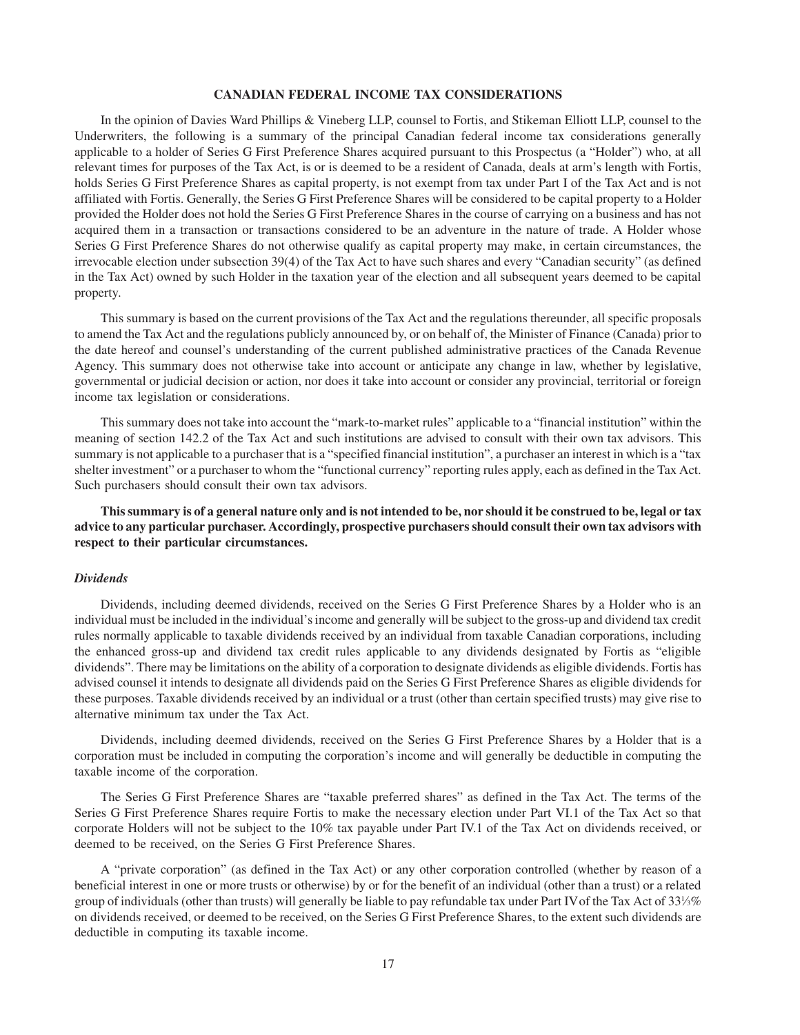## CANADIAN FEDERAL INCOME TAX CONSIDERATIONS

In the opinion of Davies Ward Phillips & Vineberg LLP, counsel to Fortis, and Stikeman Elliott LLP, counsel to the Underwriters, the following is a summary of the principal Canadian federal income tax considerations generally applicable to a holder of Series G First Preference Shares acquired pursuant to this Prospectus (a "Holder") who, at all relevant times for purposes of the Tax Act, is or is deemed to be a resident of Canada, deals at arm's length with Fortis, holds Series G First Preference Shares as capital property, is not exempt from tax under Part I of the Tax Act and is not affiliated with Fortis. Generally, the Series G First Preference Shares will be considered to be capital property to a Holder provided the Holder does not hold the Series G First Preference Shares in the course of carrying on a business and has not acquired them in a transaction or transactions considered to be an adventure in the nature of trade. A Holder whose Series G First Preference Shares do not otherwise qualify as capital property may make, in certain circumstances, the irrevocable election under subsection 39(4) of the Tax Act to have such shares and every "Canadian security" (as defined in the Tax Act) owned by such Holder in the taxation year of the election and all subsequent years deemed to be capital property.

This summary is based on the current provisions of the Tax Act and the regulations thereunder, all specific proposals to amend the Tax Act and the regulations publicly announced by, or on behalf of, the Minister of Finance (Canada) prior to the date hereof and counsel's understanding of the current published administrative practices of the Canada Revenue Agency. This summary does not otherwise take into account or anticipate any change in law, whether by legislative, governmental or judicial decision or action, nor does it take into account or consider any provincial, territorial or foreign income tax legislation or considerations.

This summary does not take into account the "mark-to-market rules" applicable to a "financial institution" within the meaning of section 142.2 of the Tax Act and such institutions are advised to consult with their own tax advisors. This summary is not applicable to a purchaser that is a "specified financial institution", a purchaser an interest in which is a "tax shelter investment" or a purchaser to whom the "functional currency" reporting rules apply, each as defined in the Tax Act. Such purchasers should consult their own tax advisors.

**This summary is of a general nature only and is not intended to be, nor should it be construed to be, legal or tax advice to any particular purchaser. Accordingly, prospective purchasers should consult their own tax advisors with respect to their particular circumstances.**

### *Dividends*

Dividends, including deemed dividends, received on the Series G First Preference Shares by a Holder who is an individual must be included in the individual's income and generally will be subject to the gross-up and dividend tax credit rules normally applicable to taxable dividends received by an individual from taxable Canadian corporations, including the enhanced gross-up and dividend tax credit rules applicable to any dividends designated by Fortis as "eligible dividends". There may be limitations on the ability of a corporation to designate dividends as eligible dividends. Fortis has advised counsel it intends to designate all dividends paid on the Series G First Preference Shares as eligible dividends for these purposes. Taxable dividends received by an individual or a trust (other than certain specified trusts) may give rise to alternative minimum tax under the Tax Act.

Dividends, including deemed dividends, received on the Series G First Preference Shares by a Holder that is a corporation must be included in computing the corporation's income and will generally be deductible in computing the taxable income of the corporation.

The Series G First Preference Shares are "taxable preferred shares" as defined in the Tax Act. The terms of the Series G First Preference Shares require Fortis to make the necessary election under Part VI.1 of the Tax Act so that corporate Holders will not be subject to the 10% tax payable under Part IV.1 of the Tax Act on dividends received, or deemed to be received, on the Series G First Preference Shares.

A "private corporation" (as defined in the Tax Act) or any other corporation controlled (whether by reason of a beneficial interest in one or more trusts or otherwise) by or for the benefit of an individual (other than a trust) or a related group of individuals (other than trusts) will generally be liable to pay refundable tax under Part IV of the Tax Act of 33⅓% on dividends received, or deemed to be received, on the Series G First Preference Shares, to the extent such dividends are deductible in computing its taxable income.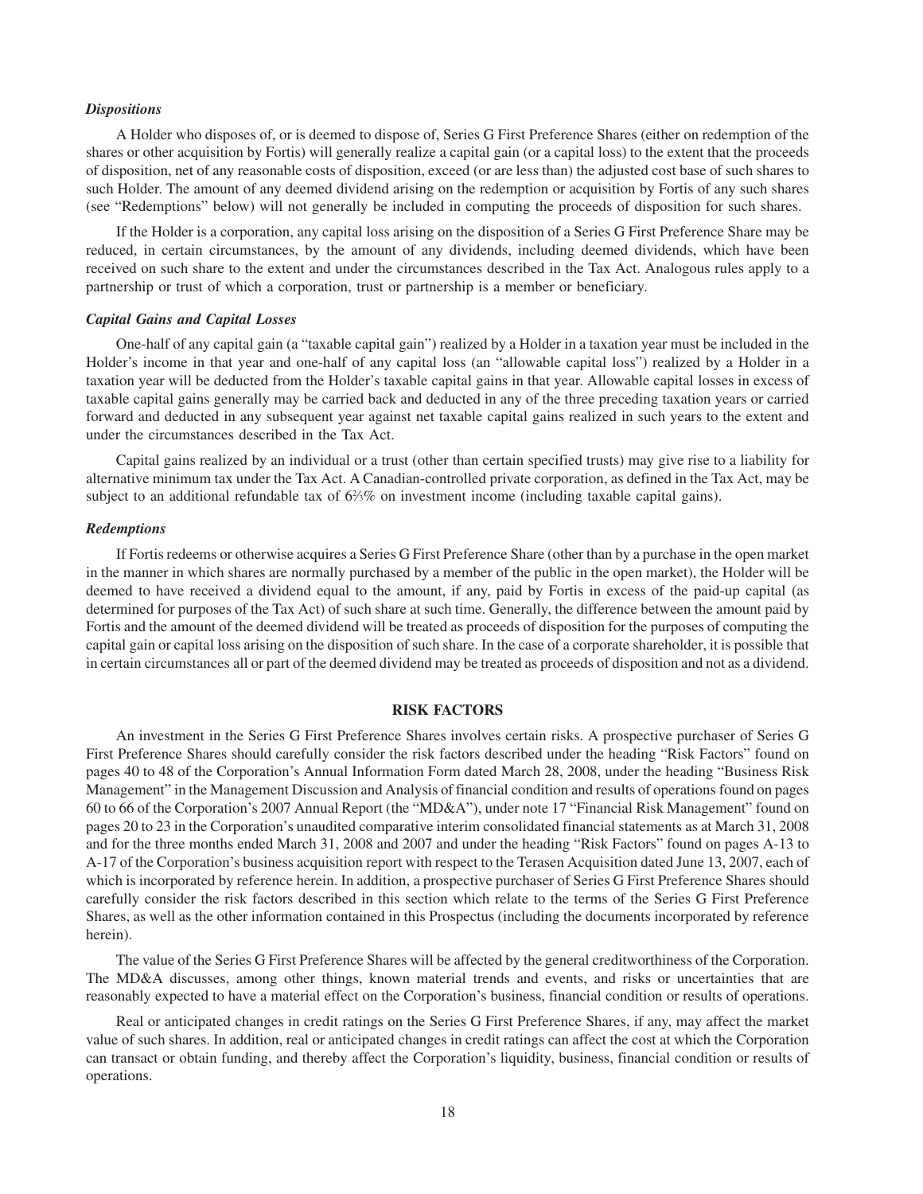*Dispositions*

A Holder who disposes of, or is deemed to dispose of, Series G First Preference Shares (either on redemption of the shares or other acquisition by Fortis) will generally realize a capital gain (or a capital loss) to the extent that the proceeds of disposition, net of any reasonable costs of disposition, exceed (or are less than) the adjusted cost base of such shares to such Holder. The amount of any deemed dividend arising on the redemption or acquisition by Fortis of any such shares (see "Redemptions" below) will not generally be included in computing the proceeds of disposition for such shares.

If the Holder is a corporation, any capital loss arising on the disposition of a Series G First Preference Share may be reduced, in certain circumstances, by the amount of any dividends, including deemed dividends, which have been received on such share to the extent and under the circumstances described in the Tax Act. Analogous rules apply to a partnership or trust of which a corporation, trust or partnership is a member or beneficiary.

*Capital Gains and Capital Losses*

One-half of any capital gain (a "taxable capital gain") realized by a Holder in a taxation year must be included in the Holder's income in that year and one-half of any capital loss (an "allowable capital loss") realized by a Holder in a taxation year will be deducted from the Holder's taxable capital gains in that year. Allowable capital losses in excess of taxable capital gains generally may be carried back and deducted in any of the three preceding taxation years or carried forward and deducted in any subsequent year against net taxable capital gains realized in such years to the extent and under the circumstances described in the Tax Act.

Capital gains realized by an individual or a trust (other than certain specified trusts) may give rise to a liability for alternative minimum tax under the Tax Act. A Canadian-controlled private corporation, as defined in the Tax Act, may be subject to an additional refundable tax of 6⅔% on investment income (including taxable capital gains).

*Redemptions*

If Fortis redeems or otherwise acquires a Series G First Preference Share (other than by a purchase in the open market in the manner in which shares are normally purchased by a member of the public in the open market), the Holder will be deemed to have received a dividend equal to the amount, if any, paid by Fortis in excess of the paid-up capital (as determined for purposes of the Tax Act) of such share at such time. Generally, the difference between the amount paid by Fortis and the amount of the deemed dividend will be treated as proceeds of disposition for the purposes of computing the capital gain or capital loss arising on the disposition of such share. In the case of a corporate shareholder, it is possible that in certain circumstances all or part of the deemed dividend may be treated as proceeds of disposition and not as a dividend.

## RISK FACTORS

An investment in the Series G First Preference Shares involves certain risks. A prospective purchaser of Series G First Preference Shares should carefully consider the risk factors described under the heading "Risk Factors" found on pages 40 to 48 of the Corporation's Annual Information Form dated March 28, 2008, under the heading "Business Risk Management" in the Management Discussion and Analysis of financial condition and results of operations found on pages 60 to 66 of the Corporation's 2007 Annual Report (the "MD&A"), under note 17 "Financial Risk Management" found on pages 20 to 23 in the Corporation's unaudited comparative interim consolidated financial statements as at March 31, 2008 and for the three months ended March 31, 2008 and 2007 and under the heading "Risk Factors" found on pages A-13 to A-17 of the Corporation's business acquisition report with respect to the Terasen Acquisition dated June 13, 2007, each of which is incorporated by reference herein. In addition, a prospective purchaser of Series G First Preference Shares should carefully consider the risk factors described in this section which relate to the terms of the Series G First Preference Shares, as well as the other information contained in this Prospectus (including the documents incorporated by reference herein).

The value of the Series G First Preference Shares will be affected by the general creditworthiness of the Corporation. The MD&A discusses, among other things, known material trends and events, and risks or uncertainties that are reasonably expected to have a material effect on the Corporation's business, financial condition or results of operations.

Real or anticipated changes in credit ratings on the Series G First Preference Shares, if any, may affect the market value of such shares. In addition, real or anticipated changes in credit ratings can affect the cost at which the Corporation can transact or obtain funding, and thereby affect the Corporation's liquidity, business, financial condition or results of operations.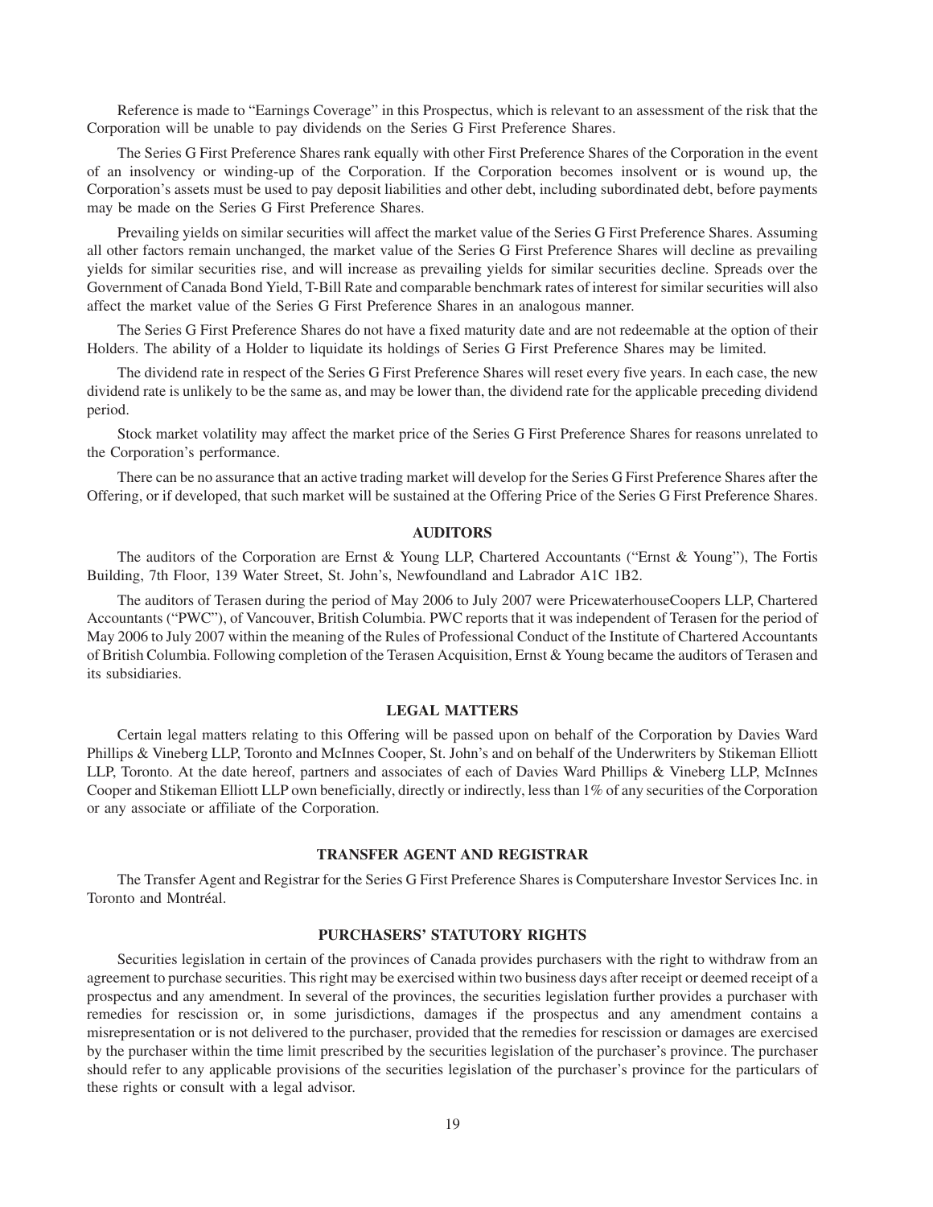Reference is made to "Earnings Coverage" in this Prospectus, which is relevant to an assessment of the risk that the Corporation will be unable to pay dividends on the Series G First Preference Shares.

The Series G First Preference Shares rank equally with other First Preference Shares of the Corporation in the event of an insolvency or winding-up of the Corporation. If the Corporation becomes insolvent or is wound up, the Corporation's assets must be used to pay deposit liabilities and other debt, including subordinated debt, before payments may be made on the Series G First Preference Shares.

Prevailing yields on similar securities will affect the market value of the Series G First Preference Shares. Assuming all other factors remain unchanged, the market value of the Series G First Preference Shares will decline as prevailing yields for similar securities rise, and will increase as prevailing yields for similar securities decline. Spreads over the Government of Canada Bond Yield, T-Bill Rate and comparable benchmark rates of interest for similar securities will also affect the market value of the Series G First Preference Shares in an analogous manner.

The Series G First Preference Shares do not have a fixed maturity date and are not redeemable at the option of their Holders. The ability of a Holder to liquidate its holdings of Series G First Preference Shares may be limited.

The dividend rate in respect of the Series G First Preference Shares will reset every five years. In each case, the new dividend rate is unlikely to be the same as, and may be lower than, the dividend rate for the applicable preceding dividend period.

Stock market volatility may affect the market price of the Series G First Preference Shares for reasons unrelated to the Corporation's performance.

There can be no assurance that an active trading market will develop for the Series G First Preference Shares after the Offering, or if developed, that such market will be sustained at the Offering Price of the Series G First Preference Shares.

## AUDITORS

The auditors of the Corporation are Ernst & Young LLP, Chartered Accountants ("Ernst & Young"), The Fortis Building, 7th Floor, 139 Water Street, St. John's, Newfoundland and Labrador A1C 1B2.

The auditors of Terasen during the period of May 2006 to July 2007 were PricewaterhouseCoopers LLP, Chartered Accountants ("PWC"), of Vancouver, British Columbia. PWC reports that it was independent of Terasen for the period of May 2006 to July 2007 within the meaning of the Rules of Professional Conduct of the Institute of Chartered Accountants of British Columbia. Following completion of the Terasen Acquisition, Ernst & Young became the auditors of Terasen and its subsidiaries.

## LEGAL MATTERS

Certain legal matters relating to this Offering will be passed upon on behalf of the Corporation by Davies Ward Phillips & Vineberg LLP, Toronto and McInnes Cooper, St. John's and on behalf of the Underwriters by Stikeman Elliott LLP, Toronto. At the date hereof, partners and associates of each of Davies Ward Phillips & Vineberg LLP, McInnes Cooper and Stikeman Elliott LLP own beneficially, directly or indirectly, less than 1% of any securities of the Corporation or any associate or affiliate of the Corporation.

## TRANSFER AGENT AND REGISTRAR

The Transfer Agent and Registrar for the Series G First Preference Shares is Computershare Investor Services Inc. in Toronto and Montréal.

## PURCHASERS' STATUTORY RIGHTS

Securities legislation in certain of the provinces of Canada provides purchasers with the right to withdraw from an agreement to purchase securities. This right may be exercised within two business days after receipt or deemed receipt of a prospectus and any amendment. In several of the provinces, the securities legislation further provides a purchaser with remedies for rescission or, in some jurisdictions, damages if the prospectus and any amendment contains a misrepresentation or is not delivered to the purchaser, provided that the remedies for rescission or damages are exercised by the purchaser within the time limit prescribed by the securities legislation of the purchaser's province. The purchaser should refer to any applicable provisions of the securities legislation of the purchaser's province for the particulars of these rights or consult with a legal advisor.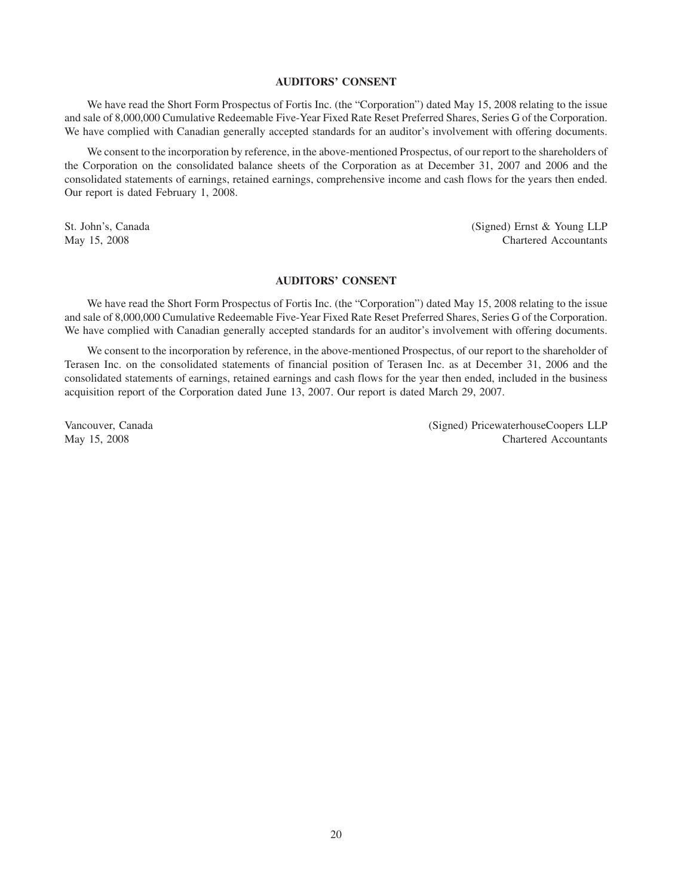## AUDITORS' CONSENT

We have read the Short Form Prospectus of Fortis Inc. (the "Corporation") dated May 15, 2008 relating to the issue and sale of 8,000,000 Cumulative Redeemable Five-Year Fixed Rate Reset Preferred Shares, Series G of the Corporation. We have complied with Canadian generally accepted standards for an auditor's involvement with offering documents.

We consent to the incorporation by reference, in the above-mentioned Prospectus, of our report to the shareholders of the Corporation on the consolidated balance sheets of the Corporation as at December 31, 2007 and 2006 and the consolidated statements of earnings, retained earnings, comprehensive income and cash flows for the years then ended. Our report is dated February 1, 2008.

St. John's, Canada
May 15, 2008

(Signed) Ernst & Young LLP
Chartered Accountants

## AUDITORS' CONSENT

We have read the Short Form Prospectus of Fortis Inc. (the "Corporation") dated May 15, 2008 relating to the issue and sale of 8,000,000 Cumulative Redeemable Five-Year Fixed Rate Reset Preferred Shares, Series G of the Corporation. We have complied with Canadian generally accepted standards for an auditor's involvement with offering documents.

We consent to the incorporation by reference, in the above-mentioned Prospectus, of our report to the shareholder of Terasen Inc. on the consolidated statements of financial position of Terasen Inc. as at December 31, 2006 and the consolidated statements of earnings, retained earnings and cash flows for the year then ended, included in the business acquisition report of the Corporation dated June 13, 2007. Our report is dated March 29, 2007.

Vancouver, Canada
May 15, 2008

(Signed) PricewaterhouseCoopers LLP
Chartered Accountants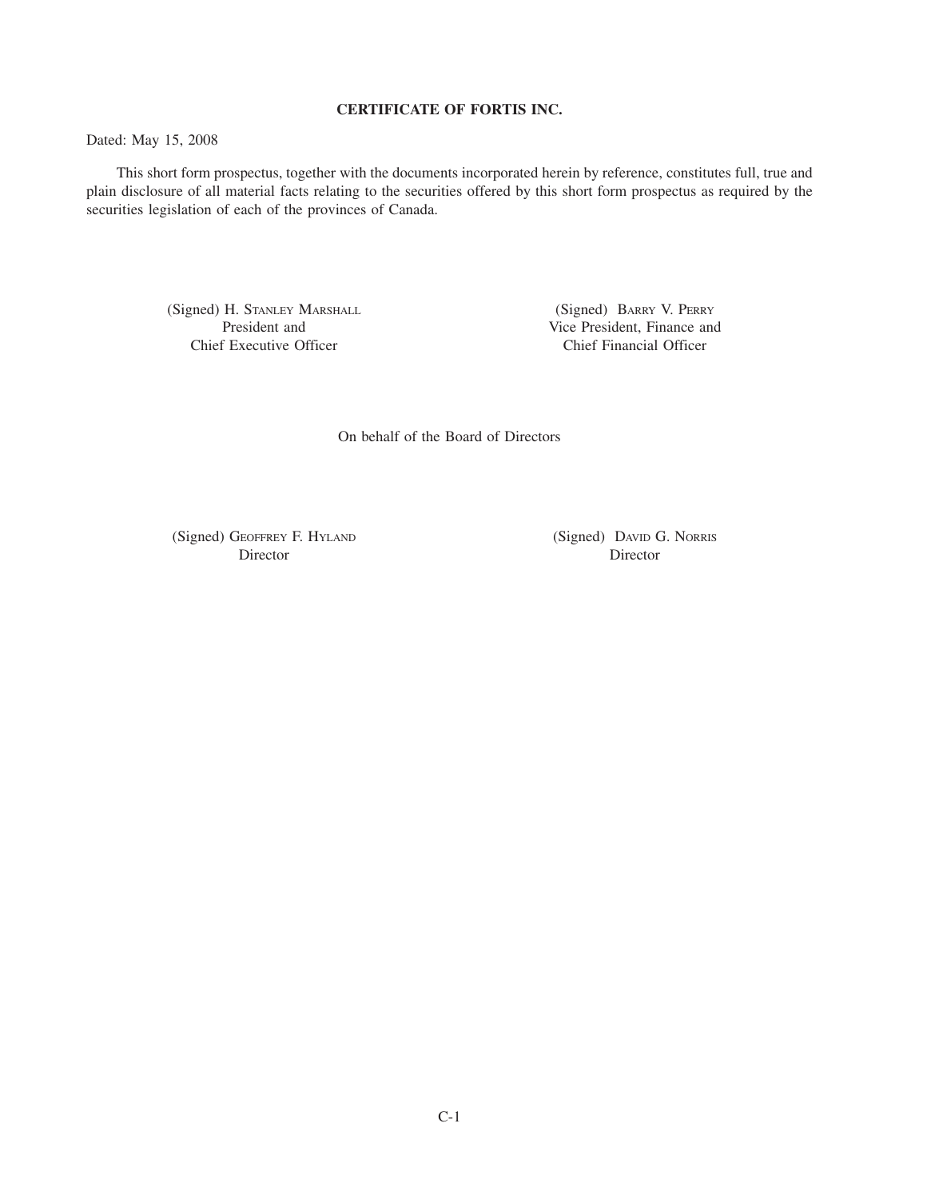**CERTIFICATE OF FORTIS INC.**

Dated: May 15, 2008

This short form prospectus, together with the documents incorporated herein by reference, constitutes full, true and plain disclosure of all material facts relating to the securities offered by this short form prospectus as required by the securities legislation of each of the provinces of Canada.

| | |
|---|---|
| (Signed) H. STANLEY MARSHALL<br>President and<br>Chief Executive Officer | (Signed) BARRY V. PERRY<br>Vice President, Finance and<br>Chief Financial Officer |

On behalf of the Board of Directors

| | |
|---|---|
| (Signed) GEOFFREY F. HYLAND<br>Director | (Signed) DAVID G. NORRIS<br>Director |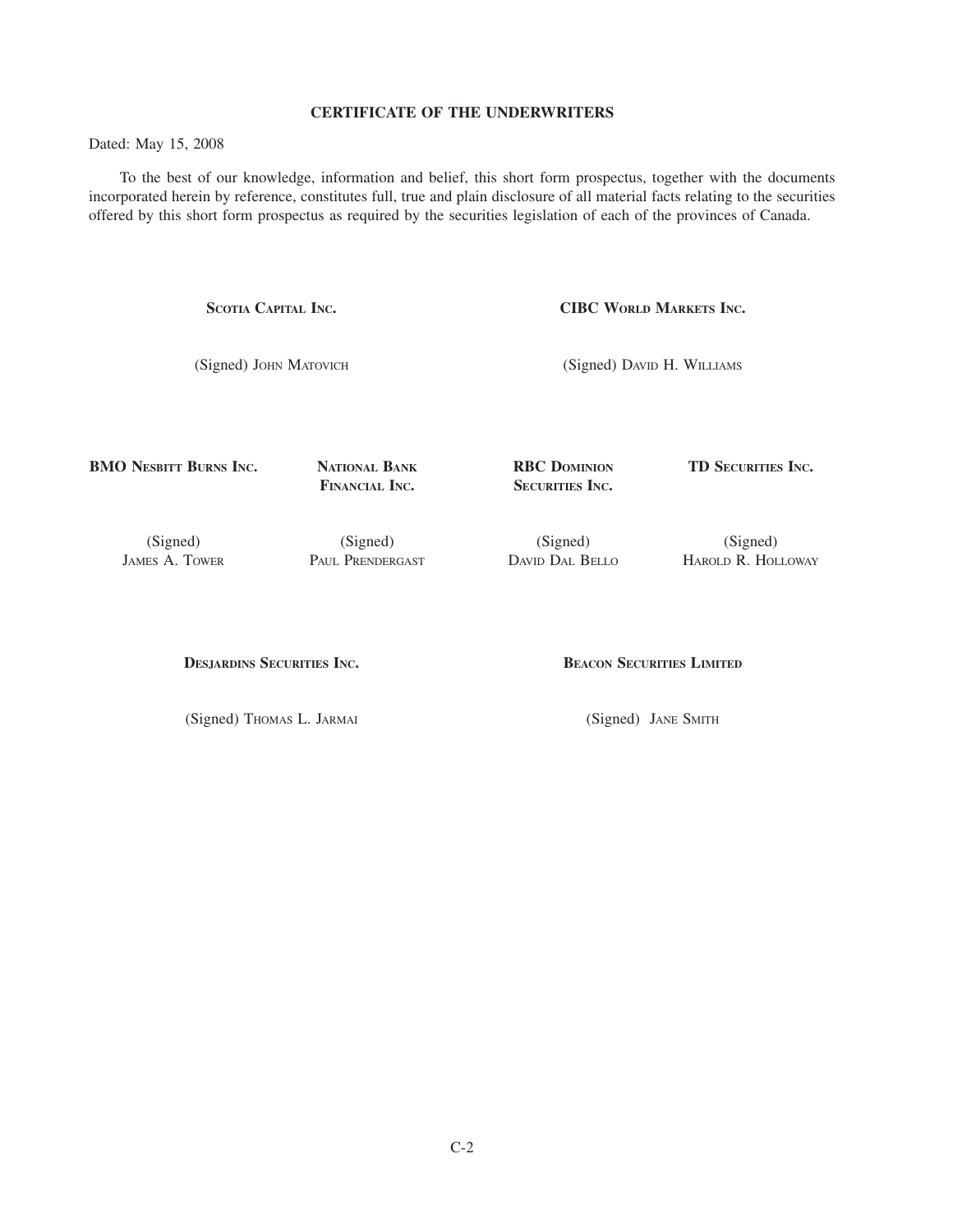## CERTIFICATE OF THE UNDERWRITERS

Dated: May 15, 2008

To the best of our knowledge, information and belief, this short form prospectus, together with the documents incorporated herein by reference, constitutes full, true and plain disclosure of all material facts relating to the securities offered by this short form prospectus as required by the securities legislation of each of the provinces of Canada.

**SCOTIA CAPITAL INC.**

(Signed) JOHN MATOVICH

**CIBC WORLD MARKETS INC.**

(Signed) DAVID H. WILLIAMS

**BMO NESBITT BURNS INC.**

(Signed) JAMES A. TOWER

**NATIONAL BANK FINANCIAL INC.**

(Signed) PAUL PRENDERGAST

**RBC DOMINION SECURITIES INC.**

(Signed) DAVID DAL BELLO

**TD SECURITIES INC.**

(Signed) HAROLD R. HOLLOWAY

**DESJARDINS SECURITIES INC.**

(Signed) THOMAS L. JARMAI

**BEACON SECURITIES LIMITED**

(Signed) JANE SMITH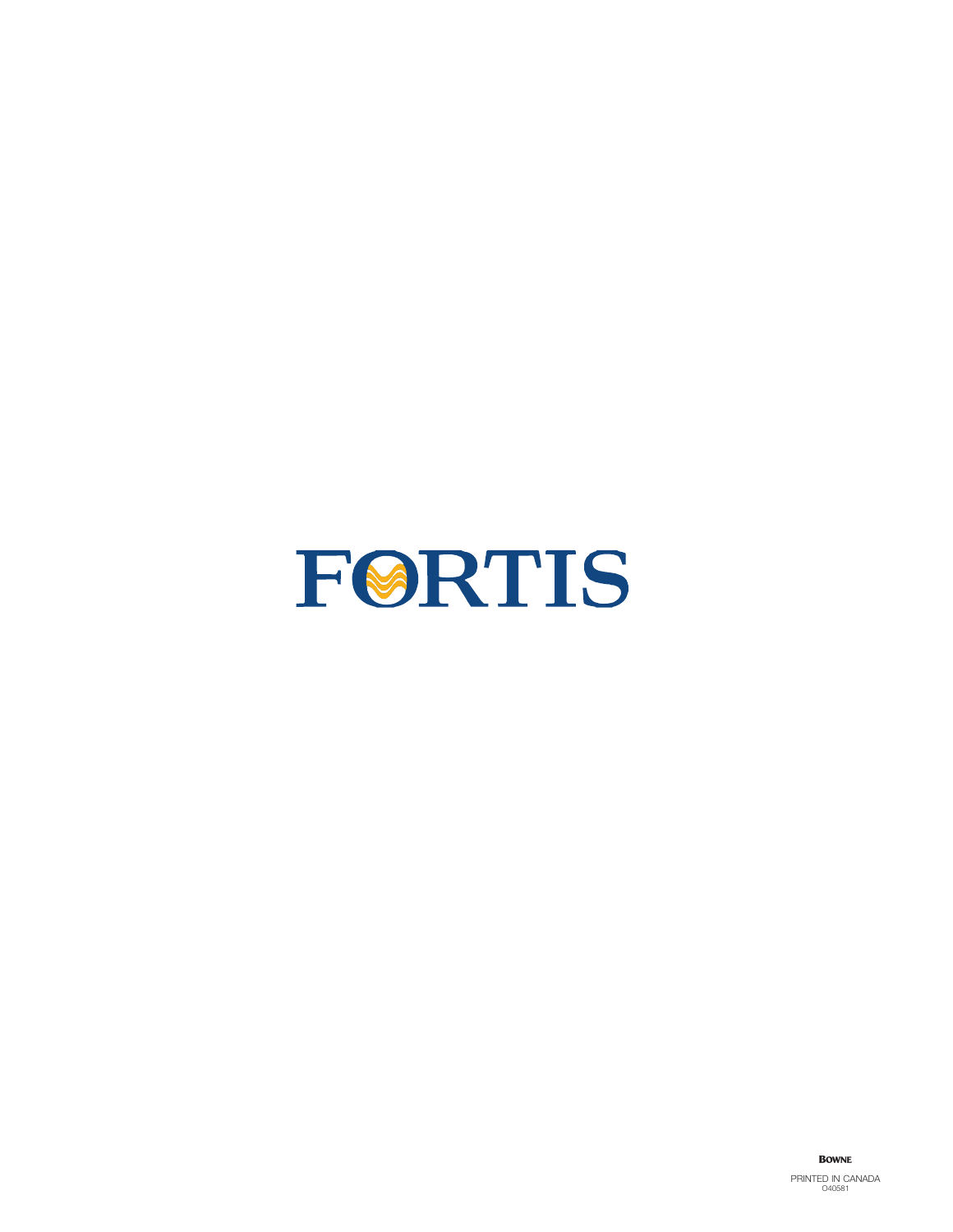FORTIS

BOWNE

PRINTED IN CANADA
O40581